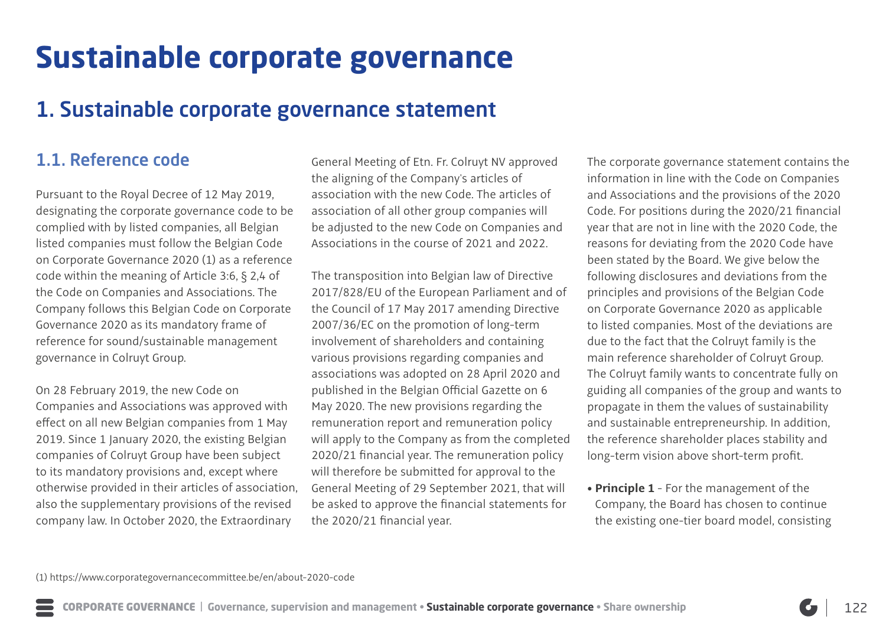# Sustainable corporate governance

## 1. Sustainable corporate governance statement

### 1.1. Reference code

Pursuant to the Royal Decree of 12 May 2019, designating the corporate governance code to be complied with by listed companies, all Belgian listed companies must follow the Belgian Code on Corporate Governance 2020 (1) as a reference code within the meaning of Article 3:6, § 2,4 of the Code on Companies and Associations. The Company follows this Belgian Code on Corporate Governance 2020 as its mandatory frame of reference for sound/sustainable management governance in Colruyt Group.

On 28 February 2019, the new Code on Companies and Associations was approved with effect on all new Belgian companies from 1 May 2019. Since 1 January 2020, the existing Belgian companies of Colruyt Group have been subject to its mandatory provisions and, except where otherwise provided in their articles of association, also the supplementary provisions of the revised company law. In October 2020, the Extraordinary General Meeting of Etn. Fr. Colruyt NV approved the aligning of the Company's articles of association with the new Code. The articles of association of all other group companies will be adjusted to the new Code on Companies and Associations in the course of 2021 and 2022.

The transposition into Belgian law of Directive 2017/828/EU of the European Parliament and of the Council of 17 May 2017 amending Directive 2007/36/EC on the promotion of long-term involvement of shareholders and containing various provisions regarding companies and associations was adopted on 28 April 2020 and published in the Belgian Official Gazette on 6 May 2020. The new provisions regarding the remuneration report and remuneration policy will apply to the Company as from the completed 2020/21 financial year. The remuneration policy will therefore be submitted for approval to the General Meeting of 29 September 2021, that will be asked to approve the financial statements for the 2020/21 financial year.

The corporate governance statement contains the information in line with the Code on Companies and Associations and the provisions of the 2020 Code. For positions during the 2020/21 financial year that are not in line with the 2020 Code, the reasons for deviating from the 2020 Code have been stated by the Board. We give below the following disclosures and deviations from the principles and provisions of the Belgian Code on Corporate Governance 2020 as applicable to listed companies. Most of the deviations are due to the fact that the Colruyt family is the main reference shareholder of Colruyt Group. The Colruyt family wants to concentrate fully on guiding all companies of the group and wants to propagate in them the values of sustainability and sustainable entrepreneurship. In addition, the reference shareholder places stability and long-term vision above short-term profit.

- **Principle 1** - For the management of the Company, the Board has chosen to continue the existing one-tier board model, consisting

(1) https://www.corporategovernancecommittee.be/en/about-2020-code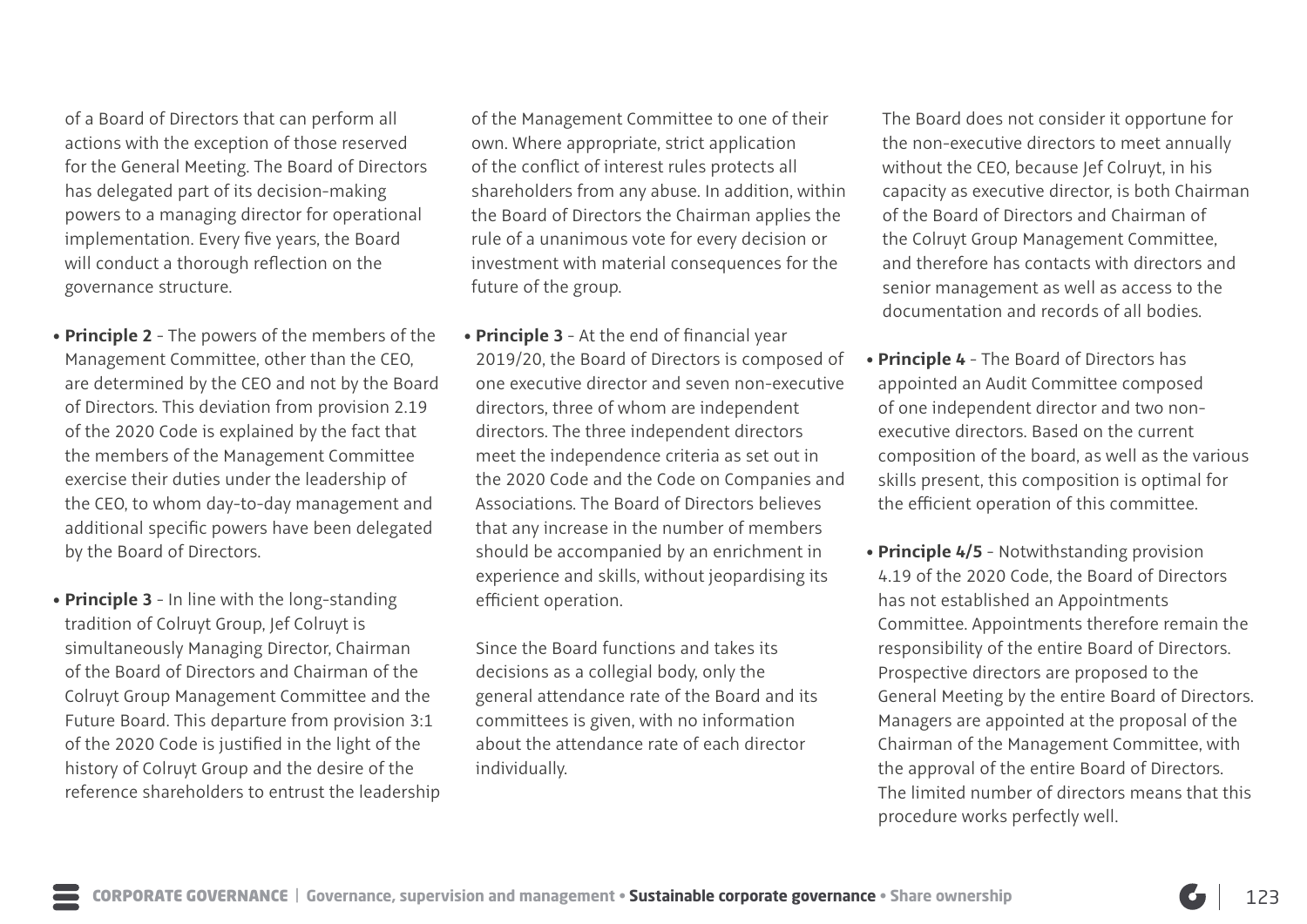of a Board of Directors that can perform all actions with the exception of those reserved for the General Meeting. The Board of Directors has delegated part of its decision-making powers to a managing director for operational implementation. Every five years, the Board will conduct a thorough reflection on the governance structure.

- **Principle 2** - The powers of the members of the Management Committee, other than the CEO, are determined by the CEO and not by the Board of Directors. This deviation from provision 2.19 of the 2020 Code is explained by the fact that the members of the Management Committee exercise their duties under the leadership of the CEO, to whom day-to-day management and additional specific powers have been delegated by the Board of Directors.

- **Principle 3** - In line with the long-standing tradition of Colruyt Group, Jef Colruyt is simultaneously Managing Director, Chairman of the Board of Directors and Chairman of the Colruyt Group Management Committee and the Future Board. This departure from provision 3:1 of the 2020 Code is justified in the light of the history of Colruyt Group and the desire of the reference shareholders to entrust the leadership of the Management Committee to one of their own. Where appropriate, strict application of the conflict of interest rules protects all shareholders from any abuse. In addition, within the Board of Directors the Chairman applies the rule of a unanimous vote for every decision or investment with material consequences for the future of the group.

- **Principle 3** - At the end of financial year 2019/20, the Board of Directors is composed of one executive director and seven non-executive directors, three of whom are independent directors. The three independent directors meet the independence criteria as set out in the 2020 Code and the Code on Companies and Associations. The Board of Directors believes that any increase in the number of members should be accompanied by an enrichment in experience and skills, without jeopardising its efficient operation.

  Since the Board functions and takes its decisions as a collegial body, only the general attendance rate of the Board and its committees is given, with no information about the attendance rate of each director individually.

  The Board does not consider it opportune for the non-executive directors to meet annually without the CEO, because Jef Colruyt, in his capacity as executive director, is both Chairman of the Board of Directors and Chairman of the Colruyt Group Management Committee, and therefore has contacts with directors and senior management as well as access to the documentation and records of all bodies.

- **Principle 4** - The Board of Directors has appointed an Audit Committee composed of one independent director and two non-executive directors. Based on the current composition of the board, as well as the various skills present, this composition is optimal for the efficient operation of this committee.

- **Principle 4/5** - Notwithstanding provision 4.19 of the 2020 Code, the Board of Directors has not established an Appointments Committee. Appointments therefore remain the responsibility of the entire Board of Directors. Prospective directors are proposed to the General Meeting by the entire Board of Directors. Managers are appointed at the proposal of the Chairman of the Management Committee, with the approval of the entire Board of Directors. The limited number of directors means that this procedure works perfectly well.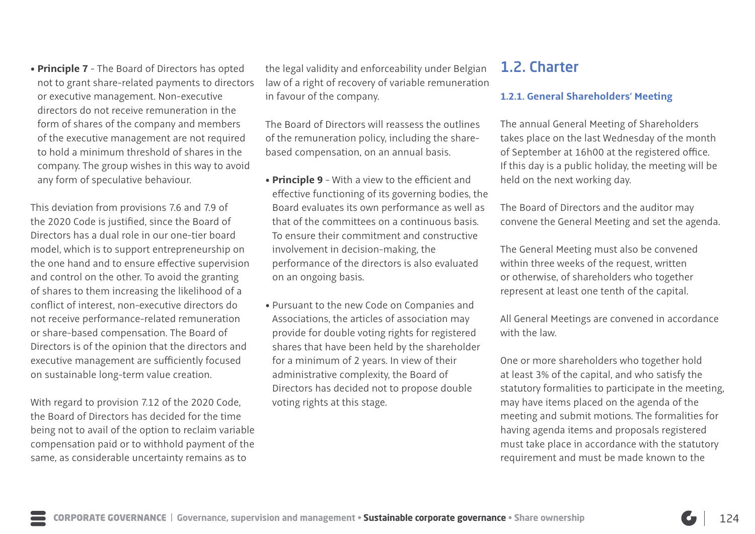- **Principle 7** - The Board of Directors has opted not to grant share-related payments to directors or executive management. Non-executive directors do not receive remuneration in the form of shares of the company and members of the executive management are not required to hold a minimum threshold of shares in the company. The group wishes in this way to avoid any form of speculative behaviour.

This deviation from provisions 7.6 and 7.9 of the 2020 Code is justified, since the Board of Directors has a dual role in our one-tier board model, which is to support entrepreneurship on the one hand and to ensure effective supervision and control on the other. To avoid the granting of shares to them increasing the likelihood of a conflict of interest, non-executive directors do not receive performance-related remuneration or share-based compensation. The Board of Directors is of the opinion that the directors and executive management are sufficiently focused on sustainable long-term value creation.

With regard to provision 7.12 of the 2020 Code, the Board of Directors has decided for the time being not to avail of the option to reclaim variable compensation paid or to withhold payment of the same, as considerable uncertainty remains as to the legal validity and enforceability under Belgian law of a right of recovery of variable remuneration in favour of the company.

The Board of Directors will reassess the outlines of the remuneration policy, including the share-based compensation, on an annual basis.

- **Principle 9** - With a view to the efficient and effective functioning of its governing bodies, the Board evaluates its own performance as well as that of the committees on a continuous basis. To ensure their commitment and constructive involvement in decision-making, the performance of the directors is also evaluated on an ongoing basis.

- Pursuant to the new Code on Companies and Associations, the articles of association may provide for double voting rights for registered shares that have been held by the shareholder for a minimum of 2 years. In view of their administrative complexity, the Board of Directors has decided not to propose double voting rights at this stage.

## 1.2. Charter

### 1.2.1. General Shareholders' Meeting

The annual General Meeting of Shareholders takes place on the last Wednesday of the month of September at 16h00 at the registered office. If this day is a public holiday, the meeting will be held on the next working day.

The Board of Directors and the auditor may convene the General Meeting and set the agenda.

The General Meeting must also be convened within three weeks of the request, written or otherwise, of shareholders who together represent at least one tenth of the capital.

All General Meetings are convened in accordance with the law.

One or more shareholders who together hold at least 3% of the capital, and who satisfy the statutory formalities to participate in the meeting, may have items placed on the agenda of the meeting and submit motions. The formalities for having agenda items and proposals registered must take place in accordance with the statutory requirement and must be made known to the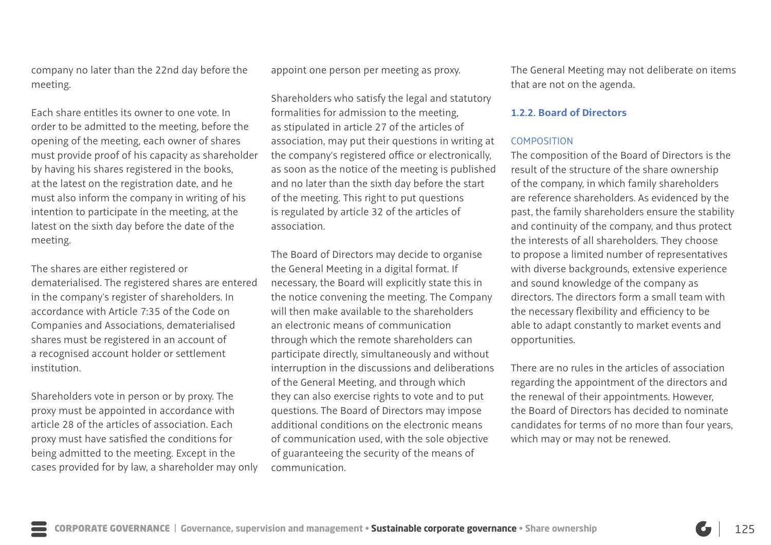company no later than the 22nd day before the meeting.

Each share entitles its owner to one vote. In order to be admitted to the meeting, before the opening of the meeting, each owner of shares must provide proof of his capacity as shareholder by having his shares registered in the books, at the latest on the registration date, and he must also inform the company in writing of his intention to participate in the meeting, at the latest on the sixth day before the date of the meeting.

The shares are either registered or dematerialised. The registered shares are entered in the company's register of shareholders. In accordance with Article 7:35 of the Code on Companies and Associations, dematerialised shares must be registered in an account of a recognised account holder or settlement institution.

Shareholders vote in person or by proxy. The proxy must be appointed in accordance with article 28 of the articles of association. Each proxy must have satisfied the conditions for being admitted to the meeting. Except in the cases provided for by law, a shareholder may only appoint one person per meeting as proxy.

Shareholders who satisfy the legal and statutory formalities for admission to the meeting, as stipulated in article 27 of the articles of association, may put their questions in writing at the company's registered office or electronically, as soon as the notice of the meeting is published and no later than the sixth day before the start of the meeting. This right to put questions is regulated by article 32 of the articles of association.

The Board of Directors may decide to organise the General Meeting in a digital format. If necessary, the Board will explicitly state this in the notice convening the meeting. The Company will then make available to the shareholders an electronic means of communication through which the remote shareholders can participate directly, simultaneously and without interruption in the discussions and deliberations of the General Meeting, and through which they can also exercise rights to vote and to put questions. The Board of Directors may impose additional conditions on the electronic means of communication used, with the sole objective of guaranteeing the security of the means of communication.

The General Meeting may not deliberate on items that are not on the agenda.

### 1.2.2. Board of Directors

#### COMPOSITION

The composition of the Board of Directors is the result of the structure of the share ownership of the company, in which family shareholders are reference shareholders. As evidenced by the past, the family shareholders ensure the stability and continuity of the company, and thus protect the interests of all shareholders. They choose to propose a limited number of representatives with diverse backgrounds, extensive experience and sound knowledge of the company as directors. The directors form a small team with the necessary flexibility and efficiency to be able to adapt constantly to market events and opportunities.

There are no rules in the articles of association regarding the appointment of the directors and the renewal of their appointments. However, the Board of Directors has decided to nominate candidates for terms of no more than four years, which may or may not be renewed.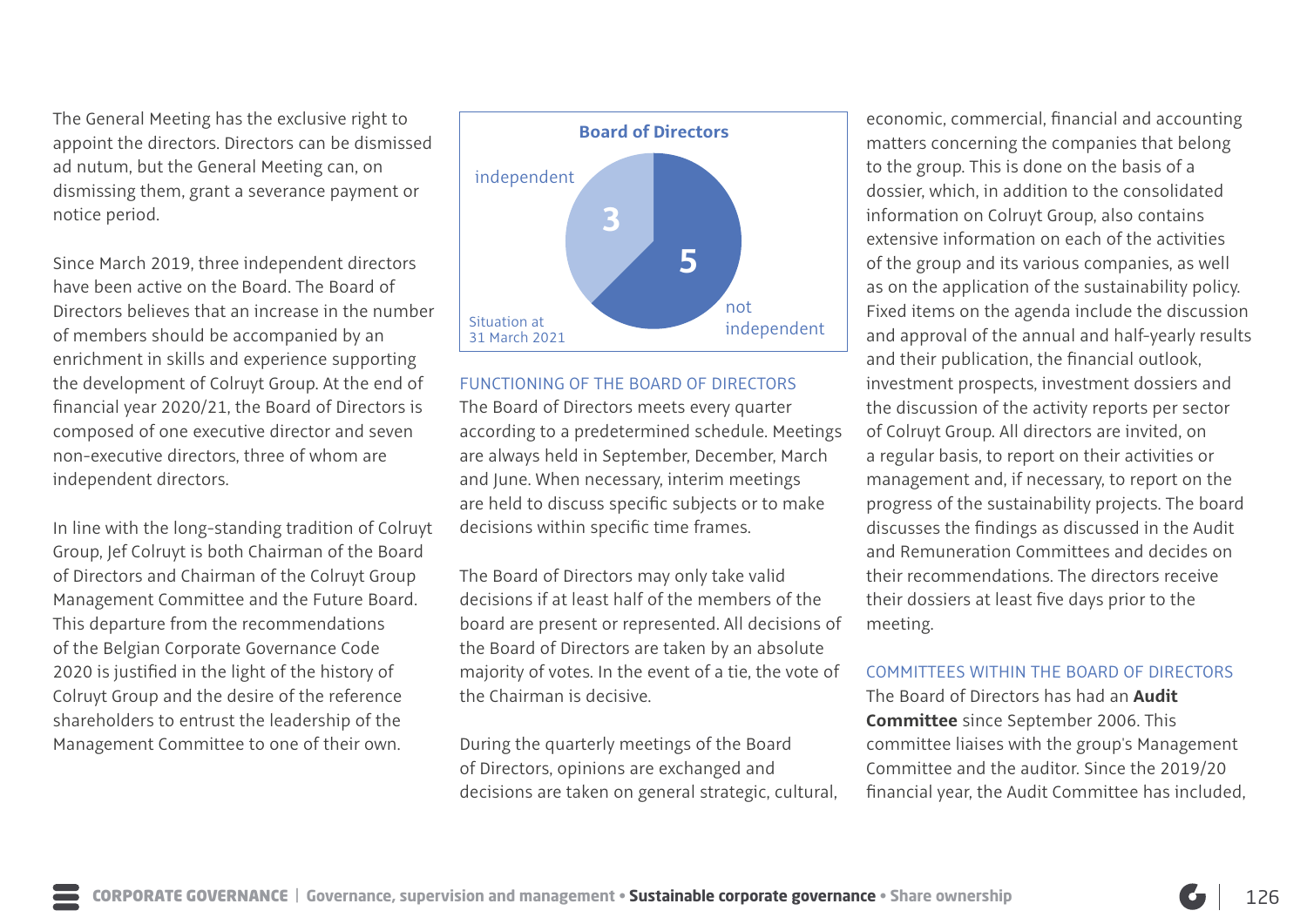The General Meeting has the exclusive right to appoint the directors. Directors can be dismissed ad nutum, but the General Meeting can, on dismissing them, grant a severance payment or notice period.

Since March 2019, three independent directors have been active on the Board. The Board of Directors believes that an increase in the number of members should be accompanied by an enrichment in skills and experience supporting the development of Colruyt Group. At the end of financial year 2020/21, the Board of Directors is composed of one executive director and seven non-executive directors, three of whom are independent directors.

In line with the long-standing tradition of Colruyt Group, Jef Colruyt is both Chairman of the Board of Directors and Chairman of the Colruyt Group Management Committee and the Future Board. This departure from the recommendations of the Belgian Corporate Governance Code 2020 is justified in the light of the history of Colruyt Group and the desire of the reference shareholders to entrust the leadership of the Management Committee to one of their own.

**Board of Directors**

| | |
|---|---|
| independent | 3 |
| not independent | 5 |

Situation at 31 March 2021

## FUNCTIONING OF THE BOARD OF DIRECTORS

The Board of Directors meets every quarter according to a predetermined schedule. Meetings are always held in September, December, March and June. When necessary, interim meetings are held to discuss specific subjects or to make decisions within specific time frames.

The Board of Directors may only take valid decisions if at least half of the members of the board are present or represented. All decisions of the Board of Directors are taken by an absolute majority of votes. In the event of a tie, the vote of the Chairman is decisive.

During the quarterly meetings of the Board of Directors, opinions are exchanged and decisions are taken on general strategic, cultural, economic, commercial, financial and accounting matters concerning the companies that belong to the group. This is done on the basis of a dossier, which, in addition to the consolidated information on Colruyt Group, also contains extensive information on each of the activities of the group and its various companies, as well as on the application of the sustainability policy. Fixed items on the agenda include the discussion and approval of the annual and half-yearly results and their publication, the financial outlook, investment prospects, investment dossiers and the discussion of the activity reports per sector of Colruyt Group. All directors are invited, on a regular basis, to report on their activities or management and, if necessary, to report on the progress of the sustainability projects. The board discusses the findings as discussed in the Audit and Remuneration Committees and decides on their recommendations. The directors receive their dossiers at least five days prior to the meeting.

## COMMITTEES WITHIN THE BOARD OF DIRECTORS

The Board of Directors has had an **Audit Committee** since September 2006. This committee liaises with the group's Management Committee and the auditor. Since the 2019/20 financial year, the Audit Committee has included,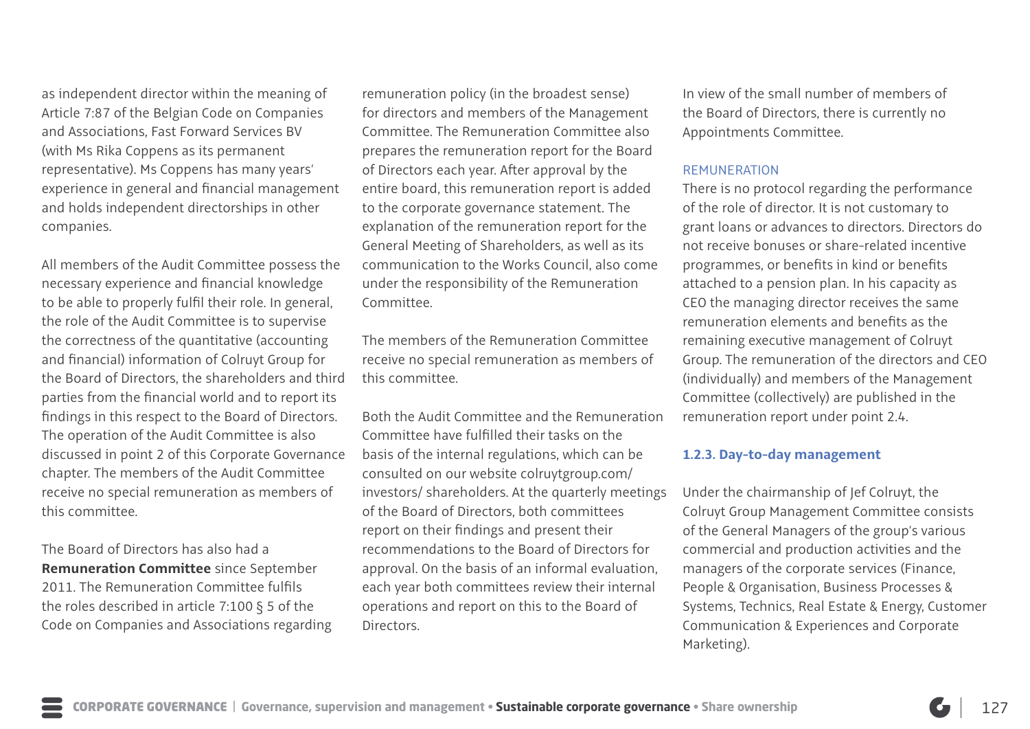as independent director within the meaning of Article 7:87 of the Belgian Code on Companies and Associations, Fast Forward Services BV (with Ms Rika Coppens as its permanent representative). Ms Coppens has many years' experience in general and financial management and holds independent directorships in other companies.

All members of the Audit Committee possess the necessary experience and financial knowledge to be able to properly fulfil their role. In general, the role of the Audit Committee is to supervise the correctness of the quantitative (accounting and financial) information of Colruyt Group for the Board of Directors, the shareholders and third parties from the financial world and to report its findings in this respect to the Board of Directors. The operation of the Audit Committee is also discussed in point 2 of this Corporate Governance chapter. The members of the Audit Committee receive no special remuneration as members of this committee.

The Board of Directors has also had a **Remuneration Committee** since September 2011. The Remuneration Committee fulfils the roles described in article 7:100 § 5 of the Code on Companies and Associations regarding remuneration policy (in the broadest sense) for directors and members of the Management Committee. The Remuneration Committee also prepares the remuneration report for the Board of Directors each year. After approval by the entire board, this remuneration report is added to the corporate governance statement. The explanation of the remuneration report for the General Meeting of Shareholders, as well as its communication to the Works Council, also come under the responsibility of the Remuneration Committee.

The members of the Remuneration Committee receive no special remuneration as members of this committee.

Both the Audit Committee and the Remuneration Committee have fulfilled their tasks on the basis of the internal regulations, which can be consulted on our website colruytgroup.com/ investors/ shareholders. At the quarterly meetings of the Board of Directors, both committees report on their findings and present their recommendations to the Board of Directors for approval. On the basis of an informal evaluation, each year both committees review their internal operations and report on this to the Board of Directors.

In view of the small number of members of the Board of Directors, there is currently no Appointments Committee.

#### REMUNERATION

There is no protocol regarding the performance of the role of director. It is not customary to grant loans or advances to directors. Directors do not receive bonuses or share-related incentive programmes, or benefits in kind or benefits attached to a pension plan. In his capacity as CEO the managing director receives the same remuneration elements and benefits as the remaining executive management of Colruyt Group. The remuneration of the directors and CEO (individually) and members of the Management Committee (collectively) are published in the remuneration report under point 2.4.

### 1.2.3. Day-to-day management

Under the chairmanship of Jef Colruyt, the Colruyt Group Management Committee consists of the General Managers of the group's various commercial and production activities and the managers of the corporate services (Finance, People & Organisation, Business Processes & Systems, Technics, Real Estate & Energy, Customer Communication & Experiences and Corporate Marketing).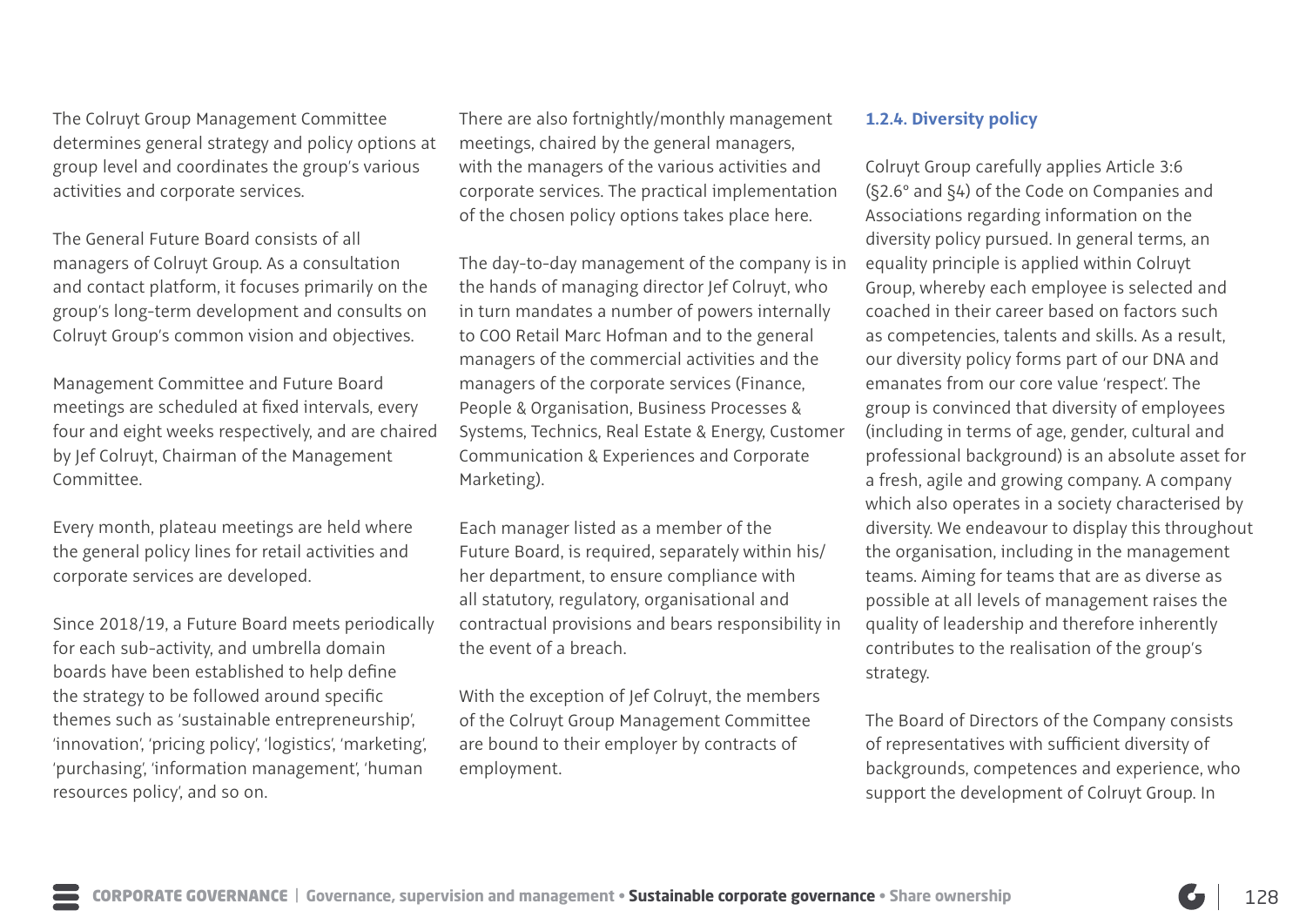The Colruyt Group Management Committee determines general strategy and policy options at group level and coordinates the group's various activities and corporate services.

The General Future Board consists of all managers of Colruyt Group. As a consultation and contact platform, it focuses primarily on the group's long-term development and consults on Colruyt Group's common vision and objectives.

Management Committee and Future Board meetings are scheduled at fixed intervals, every four and eight weeks respectively, and are chaired by Jef Colruyt, Chairman of the Management Committee.

Every month, plateau meetings are held where the general policy lines for retail activities and corporate services are developed.

Since 2018/19, a Future Board meets periodically for each sub-activity, and umbrella domain boards have been established to help define the strategy to be followed around specific themes such as 'sustainable entrepreneurship', 'innovation', 'pricing policy', 'logistics', 'marketing', 'purchasing', 'information management', 'human resources policy', and so on.

There are also fortnightly/monthly management meetings, chaired by the general managers, with the managers of the various activities and corporate services. The practical implementation of the chosen policy options takes place here.

The day-to-day management of the company is in the hands of managing director Jef Colruyt, who in turn mandates a number of powers internally to COO Retail Marc Hofman and to the general managers of the commercial activities and the managers of the corporate services (Finance, People & Organisation, Business Processes & Systems, Technics, Real Estate & Energy, Customer Communication & Experiences and Corporate Marketing).

Each manager listed as a member of the Future Board, is required, separately within his/her department, to ensure compliance with all statutory, regulatory, organisational and contractual provisions and bears responsibility in the event of a breach.

With the exception of Jef Colruyt, the members of the Colruyt Group Management Committee are bound to their employer by contracts of employment.

### 1.2.4. Diversity policy

Colruyt Group carefully applies Article 3:6 (§2.6° and §4) of the Code on Companies and Associations regarding information on the diversity policy pursued. In general terms, an equality principle is applied within Colruyt Group, whereby each employee is selected and coached in their career based on factors such as competencies, talents and skills. As a result, our diversity policy forms part of our DNA and emanates from our core value 'respect'. The group is convinced that diversity of employees (including in terms of age, gender, cultural and professional background) is an absolute asset for a fresh, agile and growing company. A company which also operates in a society characterised by diversity. We endeavour to display this throughout the organisation, including in the management teams. Aiming for teams that are as diverse as possible at all levels of management raises the quality of leadership and therefore inherently contributes to the realisation of the group's strategy.

The Board of Directors of the Company consists of representatives with sufficient diversity of backgrounds, competences and experience, who support the development of Colruyt Group. In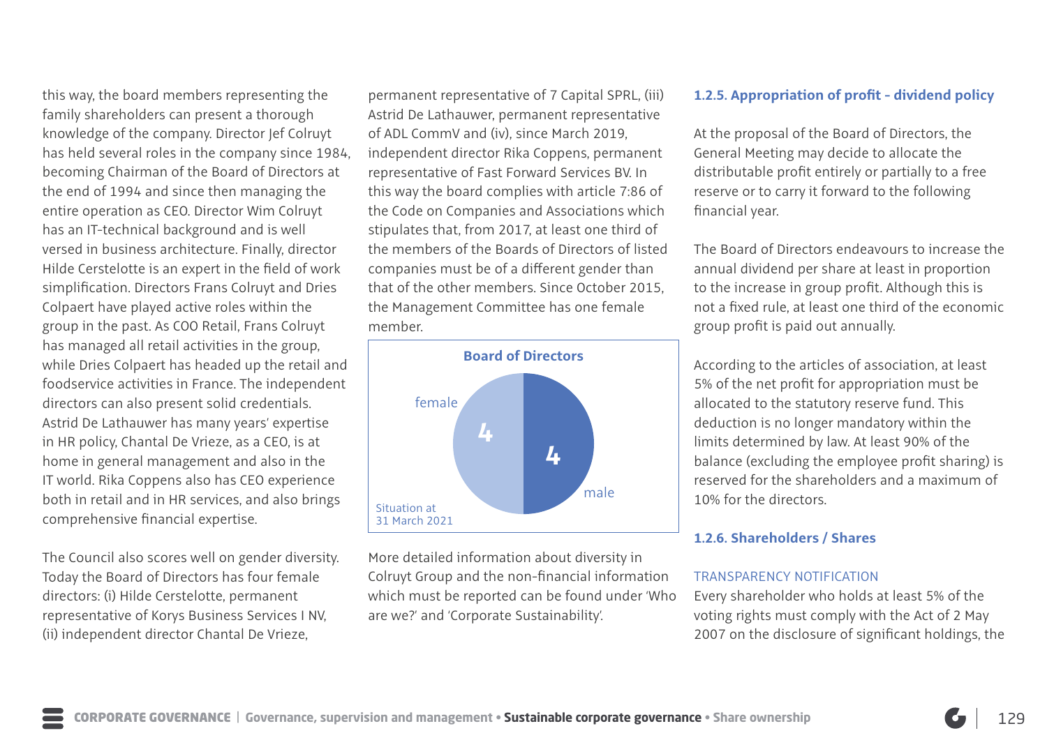this way, the board members representing the family shareholders can present a thorough knowledge of the company. Director Jef Colruyt has held several roles in the company since 1984, becoming Chairman of the Board of Directors at the end of 1994 and since then managing the entire operation as CEO. Director Wim Colruyt has an IT-technical background and is well versed in business architecture. Finally, director Hilde Cerstelotte is an expert in the field of work simplification. Directors Frans Colruyt and Dries Colpaert have played active roles within the group in the past. As COO Retail, Frans Colruyt has managed all retail activities in the group, while Dries Colpaert has headed up the retail and foodservice activities in France. The independent directors can also present solid credentials. Astrid De Lathauwer has many years' expertise in HR policy, Chantal De Vrieze, as a CEO, is at home in general management and also in the IT world. Rika Coppens also has CEO experience both in retail and in HR services, and also brings comprehensive financial expertise.

The Council also scores well on gender diversity. Today the Board of Directors has four female directors: (i) Hilde Cerstelotte, permanent representative of Korys Business Services I NV, (ii) independent director Chantal De Vrieze, permanent representative of 7 Capital SPRL, (iii) Astrid De Lathauwer, permanent representative of ADL CommV and (iv), since March 2019, independent director Rika Coppens, permanent representative of Fast Forward Services BV. In this way the board complies with article 7:86 of the Code on Companies and Associations which stipulates that, from 2017, at least one third of the members of the Boards of Directors of listed companies must be of a different gender than that of the other members. Since October 2015, the Management Committee has one female member.

**Board of Directors**

| | |
|---|---|
| female | 4 |
| male | 4 |

Situation at 31 March 2021

More detailed information about diversity in Colruyt Group and the non-financial information which must be reported can be found under 'Who are we?' and 'Corporate Sustainability'.

### 1.2.5. Appropriation of profit - dividend policy

At the proposal of the Board of Directors, the General Meeting may decide to allocate the distributable profit entirely or partially to a free reserve or to carry it forward to the following financial year.

The Board of Directors endeavours to increase the annual dividend per share at least in proportion to the increase in group profit. Although this is not a fixed rule, at least one third of the economic group profit is paid out annually.

According to the articles of association, at least 5% of the net profit for appropriation must be allocated to the statutory reserve fund. This deduction is no longer mandatory within the limits determined by law. At least 90% of the balance (excluding the employee profit sharing) is reserved for the shareholders and a maximum of 10% for the directors.

### 1.2.6. Shareholders / Shares

TRANSPARENCY NOTIFICATION

Every shareholder who holds at least 5% of the voting rights must comply with the Act of 2 May 2007 on the disclosure of significant holdings, the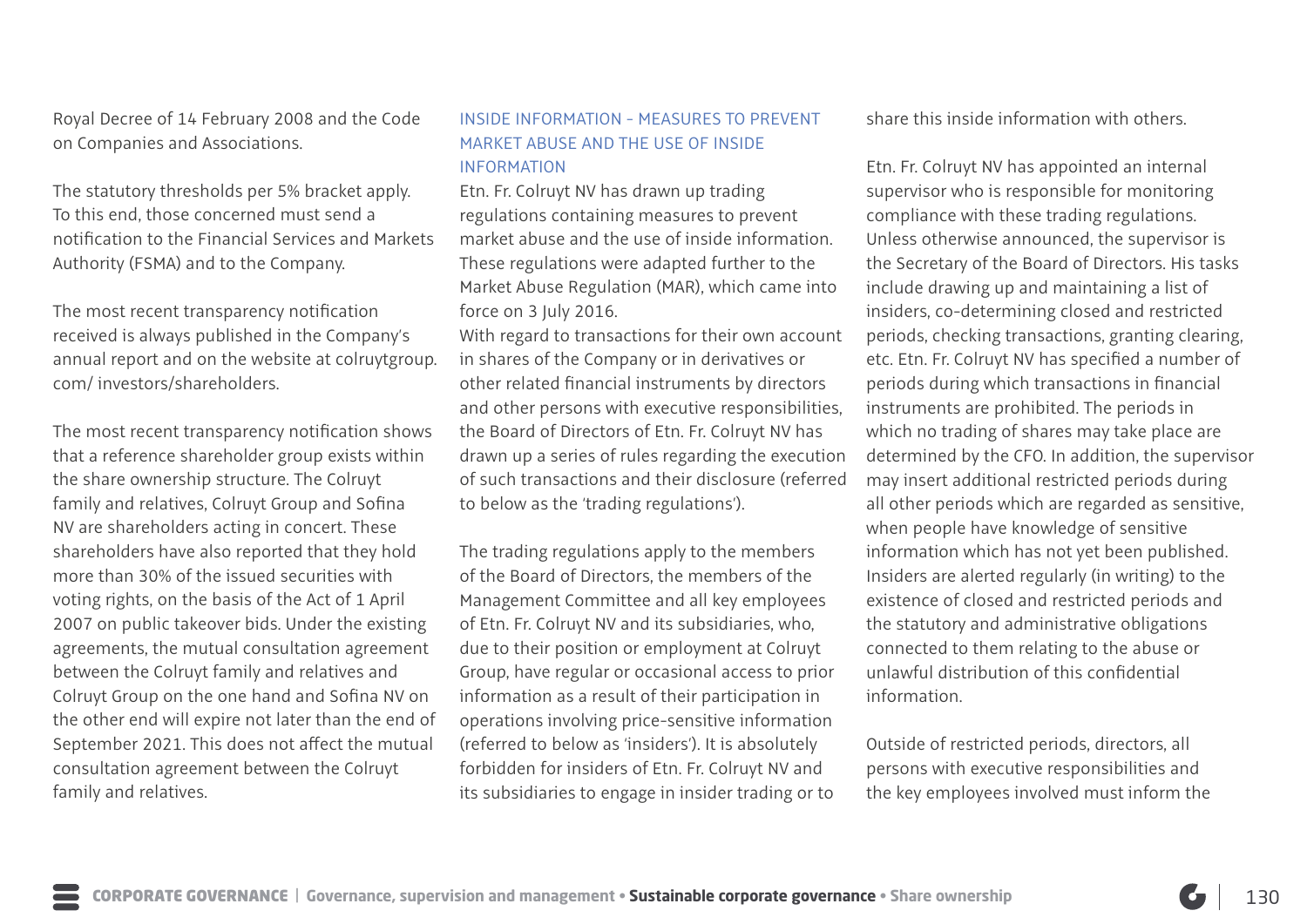Royal Decree of 14 February 2008 and the Code on Companies and Associations.

The statutory thresholds per 5% bracket apply. To this end, those concerned must send a notification to the Financial Services and Markets Authority (FSMA) and to the Company.

The most recent transparency notification received is always published in the Company's annual report and on the website at colruytgroup.com/ investors/shareholders.

The most recent transparency notification shows that a reference shareholder group exists within the share ownership structure. The Colruyt family and relatives, Colruyt Group and Sofina NV are shareholders acting in concert. These shareholders have also reported that they hold more than 30% of the issued securities with voting rights, on the basis of the Act of 1 April 2007 on public takeover bids. Under the existing agreements, the mutual consultation agreement between the Colruyt family and relatives and Colruyt Group on the one hand and Sofina NV on the other end will expire not later than the end of September 2021. This does not affect the mutual consultation agreement between the Colruyt family and relatives.

### INSIDE INFORMATION - MEASURES TO PREVENT MARKET ABUSE AND THE USE OF INSIDE INFORMATION

Etn. Fr. Colruyt NV has drawn up trading regulations containing measures to prevent market abuse and the use of inside information. These regulations were adapted further to the Market Abuse Regulation (MAR), which came into force on 3 July 2016.
With regard to transactions for their own account in shares of the Company or in derivatives or other related financial instruments by directors and other persons with executive responsibilities, the Board of Directors of Etn. Fr. Colruyt NV has drawn up a series of rules regarding the execution of such transactions and their disclosure (referred to below as the 'trading regulations').

The trading regulations apply to the members of the Board of Directors, the members of the Management Committee and all key employees of Etn. Fr. Colruyt NV and its subsidiaries, who, due to their position or employment at Colruyt Group, have regular or occasional access to prior information as a result of their participation in operations involving price-sensitive information (referred to below as 'insiders'). It is absolutely forbidden for insiders of Etn. Fr. Colruyt NV and its subsidiaries to engage in insider trading or to share this inside information with others.

Etn. Fr. Colruyt NV has appointed an internal supervisor who is responsible for monitoring compliance with these trading regulations. Unless otherwise announced, the supervisor is the Secretary of the Board of Directors. His tasks include drawing up and maintaining a list of insiders, co-determining closed and restricted periods, checking transactions, granting clearing, etc. Etn. Fr. Colruyt NV has specified a number of periods during which transactions in financial instruments are prohibited. The periods in which no trading of shares may take place are determined by the CFO. In addition, the supervisor may insert additional restricted periods during all other periods which are regarded as sensitive, when people have knowledge of sensitive information which has not yet been published. Insiders are alerted regularly (in writing) to the existence of closed and restricted periods and the statutory and administrative obligations connected to them relating to the abuse or unlawful distribution of this confidential information.

Outside of restricted periods, directors, all persons with executive responsibilities and the key employees involved must inform the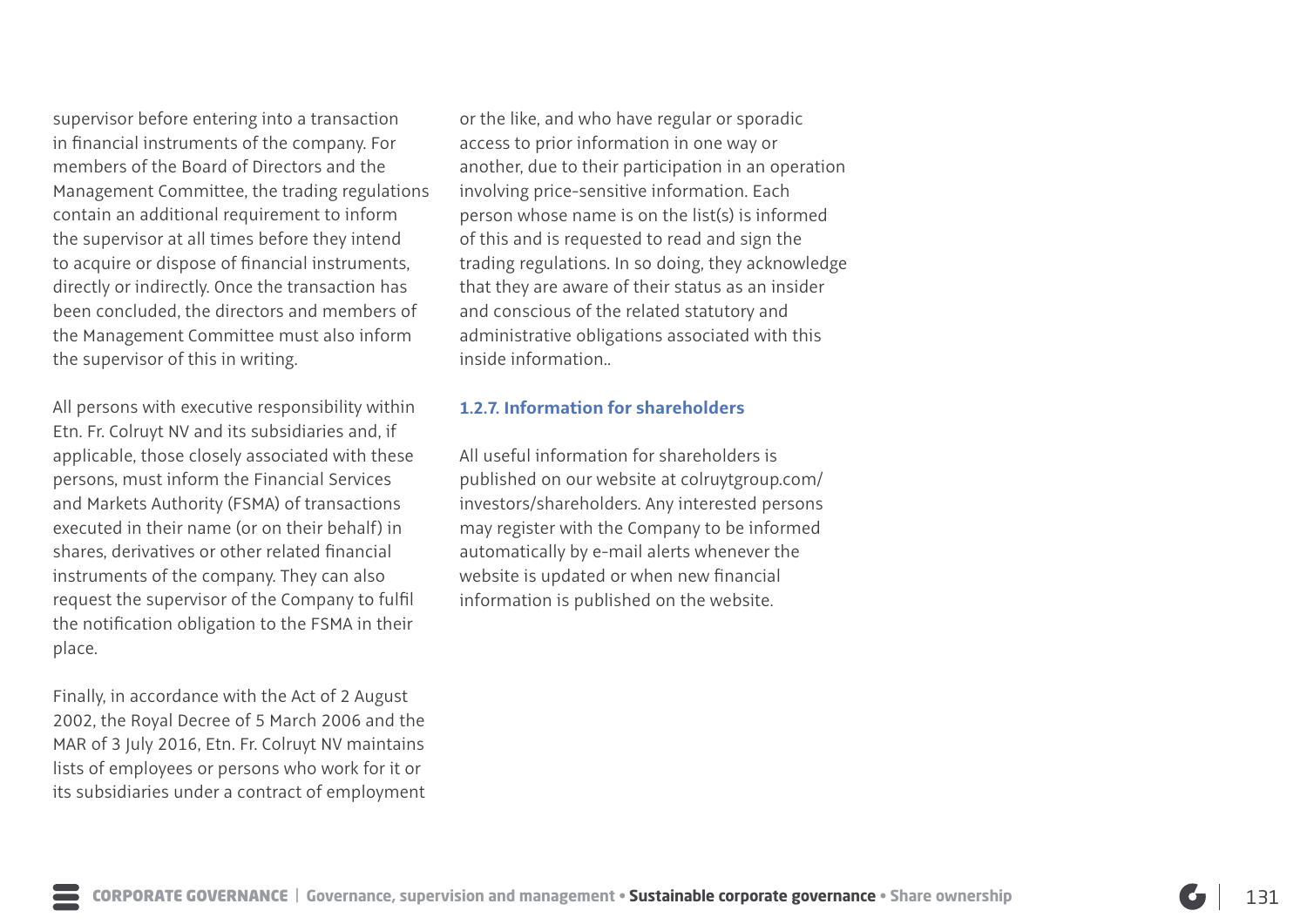supervisor before entering into a transaction in financial instruments of the company. For members of the Board of Directors and the Management Committee, the trading regulations contain an additional requirement to inform the supervisor at all times before they intend to acquire or dispose of financial instruments, directly or indirectly. Once the transaction has been concluded, the directors and members of the Management Committee must also inform the supervisor of this in writing.

All persons with executive responsibility within Etn. Fr. Colruyt NV and its subsidiaries and, if applicable, those closely associated with these persons, must inform the Financial Services and Markets Authority (FSMA) of transactions executed in their name (or on their behalf) in shares, derivatives or other related financial instruments of the company. They can also request the supervisor of the Company to fulfil the notification obligation to the FSMA in their place.

Finally, in accordance with the Act of 2 August 2002, the Royal Decree of 5 March 2006 and the MAR of 3 July 2016, Etn. Fr. Colruyt NV maintains lists of employees or persons who work for it or its subsidiaries under a contract of employment or the like, and who have regular or sporadic access to prior information in one way or another, due to their participation in an operation involving price-sensitive information. Each person whose name is on the list(s) is informed of this and is requested to read and sign the trading regulations. In so doing, they acknowledge that they are aware of their status as an insider and conscious of the related statutory and administrative obligations associated with this inside information..

### 1.2.7. Information for shareholders

All useful information for shareholders is published on our website at colruytgroup.com/investors/shareholders. Any interested persons may register with the Company to be informed automatically by e-mail alerts whenever the website is updated or when new financial information is published on the website.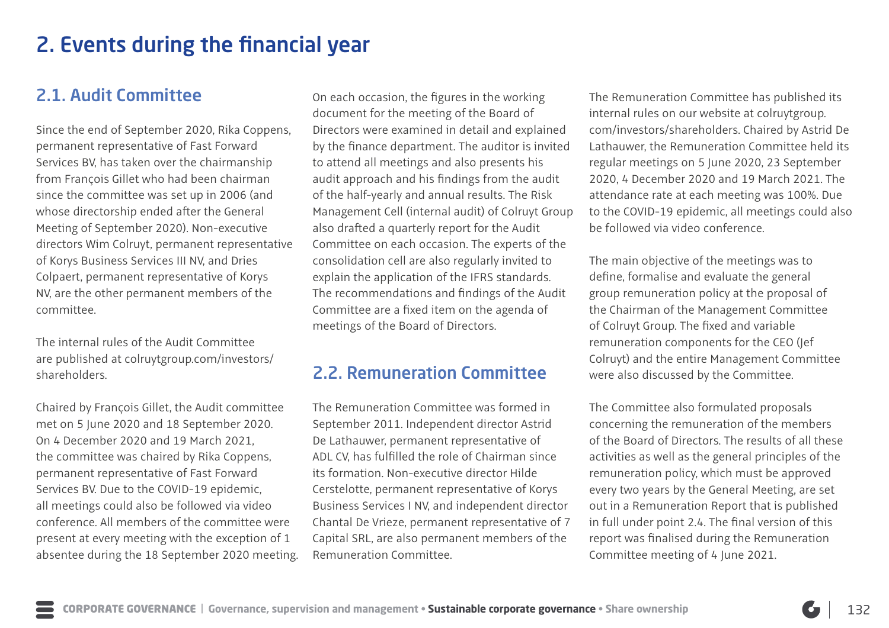# 2. Events during the financial year

## 2.1. Audit Committee

Since the end of September 2020, Rika Coppens, permanent representative of Fast Forward Services BV, has taken over the chairmanship from François Gillet who had been chairman since the committee was set up in 2006 (and whose directorship ended after the General Meeting of September 2020). Non-executive directors Wim Colruyt, permanent representative of Korys Business Services III NV, and Dries Colpaert, permanent representative of Korys NV, are the other permanent members of the committee.

The internal rules of the Audit Committee are published at colruytgroup.com/investors/shareholders.

Chaired by François Gillet, the Audit committee met on 5 June 2020 and 18 September 2020. On 4 December 2020 and 19 March 2021, the committee was chaired by Rika Coppens, permanent representative of Fast Forward Services BV. Due to the COVID-19 epidemic, all meetings could also be followed via video conference. All members of the committee were present at every meeting with the exception of 1 absentee during the 18 September 2020 meeting. On each occasion, the figures in the working document for the meeting of the Board of Directors were examined in detail and explained by the finance department. The auditor is invited to attend all meetings and also presents his audit approach and his findings from the audit of the half-yearly and annual results. The Risk Management Cell (internal audit) of Colruyt Group also drafted a quarterly report for the Audit Committee on each occasion. The experts of the consolidation cell are also regularly invited to explain the application of the IFRS standards. The recommendations and findings of the Audit Committee are a fixed item on the agenda of meetings of the Board of Directors.

## 2.2. Remuneration Committee

The Remuneration Committee was formed in September 2011. Independent director Astrid De Lathauwer, permanent representative of ADL CV, has fulfilled the role of Chairman since its formation. Non-executive director Hilde Cerstelotte, permanent representative of Korys Business Services I NV, and independent director Chantal De Vrieze, permanent representative of 7 Capital SRL, are also permanent members of the Remuneration Committee.

The Remuneration Committee has published its internal rules on our website at colruytgroup.com/investors/shareholders. Chaired by Astrid De Lathauwer, the Remuneration Committee held its regular meetings on 5 June 2020, 23 September 2020, 4 December 2020 and 19 March 2021. The attendance rate at each meeting was 100%. Due to the COVID-19 epidemic, all meetings could also be followed via video conference.

The main objective of the meetings was to define, formalise and evaluate the general group remuneration policy at the proposal of the Chairman of the Management Committee of Colruyt Group. The fixed and variable remuneration components for the CEO (Jef Colruyt) and the entire Management Committee were also discussed by the Committee.

The Committee also formulated proposals concerning the remuneration of the members of the Board of Directors. The results of all these activities as well as the general principles of the remuneration policy, which must be approved every two years by the General Meeting, are set out in a Remuneration Report that is published in full under point 2.4. The final version of this report was finalised during the Remuneration Committee meeting of 4 June 2021.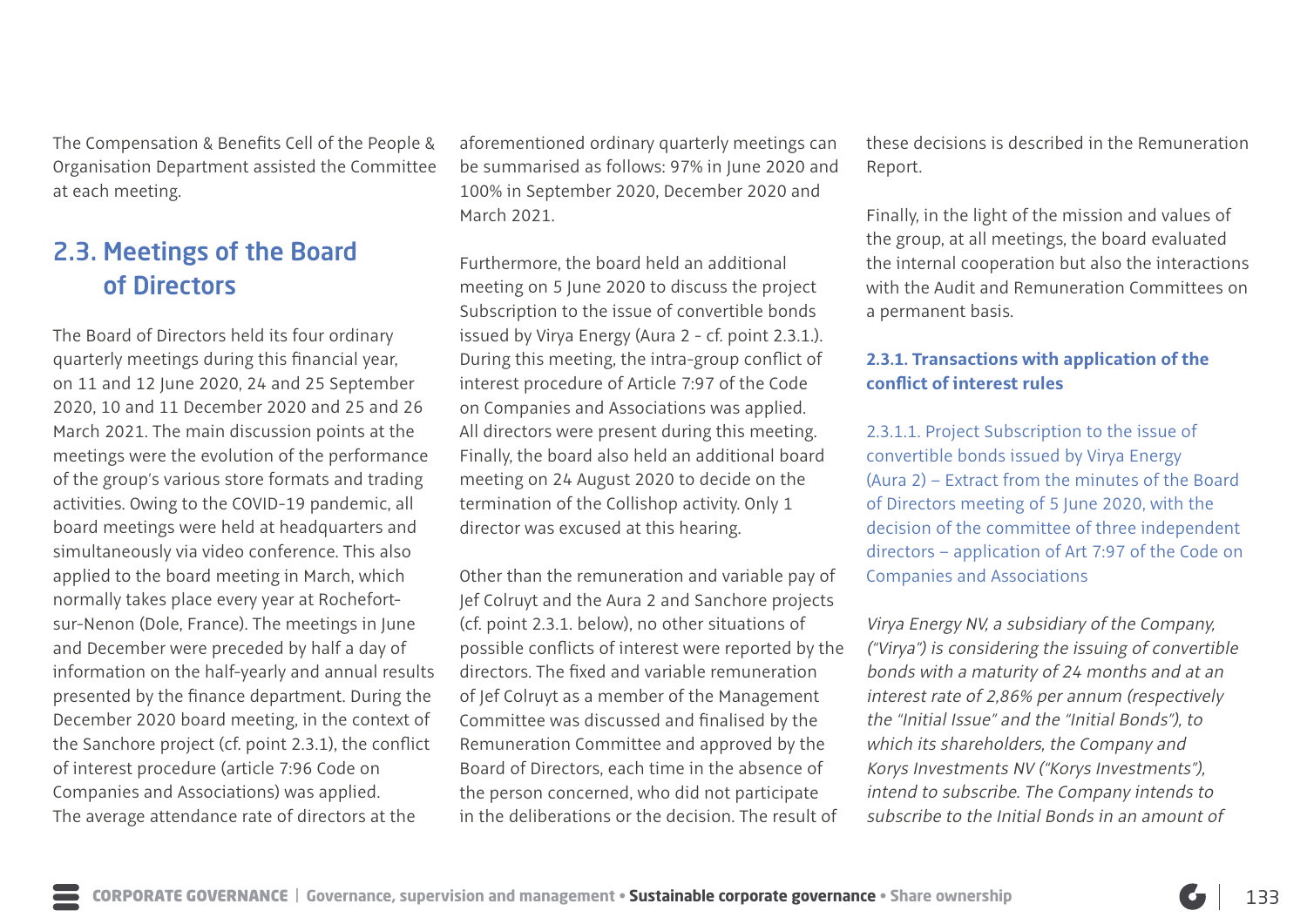The Compensation & Benefits Cell of the People & Organisation Department assisted the Committee at each meeting.

## 2.3. Meetings of the Board of Directors

The Board of Directors held its four ordinary quarterly meetings during this financial year, on 11 and 12 June 2020, 24 and 25 September 2020, 10 and 11 December 2020 and 25 and 26 March 2021. The main discussion points at the meetings were the evolution of the performance of the group's various store formats and trading activities. Owing to the COVID-19 pandemic, all board meetings were held at headquarters and simultaneously via video conference. This also applied to the board meeting in March, which normally takes place every year at Rochefort-sur-Nenon (Dole, France). The meetings in June and December were preceded by half a day of information on the half-yearly and annual results presented by the finance department. During the December 2020 board meeting, in the context of the Sanchore project (cf. point 2.3.1), the conflict of interest procedure (article 7:96 Code on Companies and Associations) was applied. The average attendance rate of directors at the aforementioned ordinary quarterly meetings can be summarised as follows: 97% in June 2020 and 100% in September 2020, December 2020 and March 2021.

Furthermore, the board held an additional meeting on 5 June 2020 to discuss the project Subscription to the issue of convertible bonds issued by Virya Energy (Aura 2 - cf. point 2.3.1.). During this meeting, the intra-group conflict of interest procedure of Article 7:97 of the Code on Companies and Associations was applied. All directors were present during this meeting. Finally, the board also held an additional board meeting on 24 August 2020 to decide on the termination of the Collishop activity. Only 1 director was excused at this hearing.

Other than the remuneration and variable pay of Jef Colruyt and the Aura 2 and Sanchore projects (cf. point 2.3.1. below), no other situations of possible conflicts of interest were reported by the directors. The fixed and variable remuneration of Jef Colruyt as a member of the Management Committee was discussed and finalised by the Remuneration Committee and approved by the Board of Directors, each time in the absence of the person concerned, who did not participate in the deliberations or the decision. The result of these decisions is described in the Remuneration Report.

Finally, in the light of the mission and values of the group, at all meetings, the board evaluated the internal cooperation but also the interactions with the Audit and Remuneration Committees on a permanent basis.

### 2.3.1. Transactions with application of the conflict of interest rules

#### 2.3.1.1. Project Subscription to the issue of convertible bonds issued by Virya Energy (Aura 2) – Extract from the minutes of the Board of Directors meeting of 5 June 2020, with the decision of the committee of three independent directors – application of Art 7:97 of the Code on Companies and Associations

*Virya Energy NV, a subsidiary of the Company, ("Virya") is considering the issuing of convertible bonds with a maturity of 24 months and at an interest rate of 2,86% per annum (respectively the "Initial Issue" and the "Initial Bonds"), to which its shareholders, the Company and Korys Investments NV ("Korys Investments"), intend to subscribe. The Company intends to subscribe to the Initial Bonds in an amount of*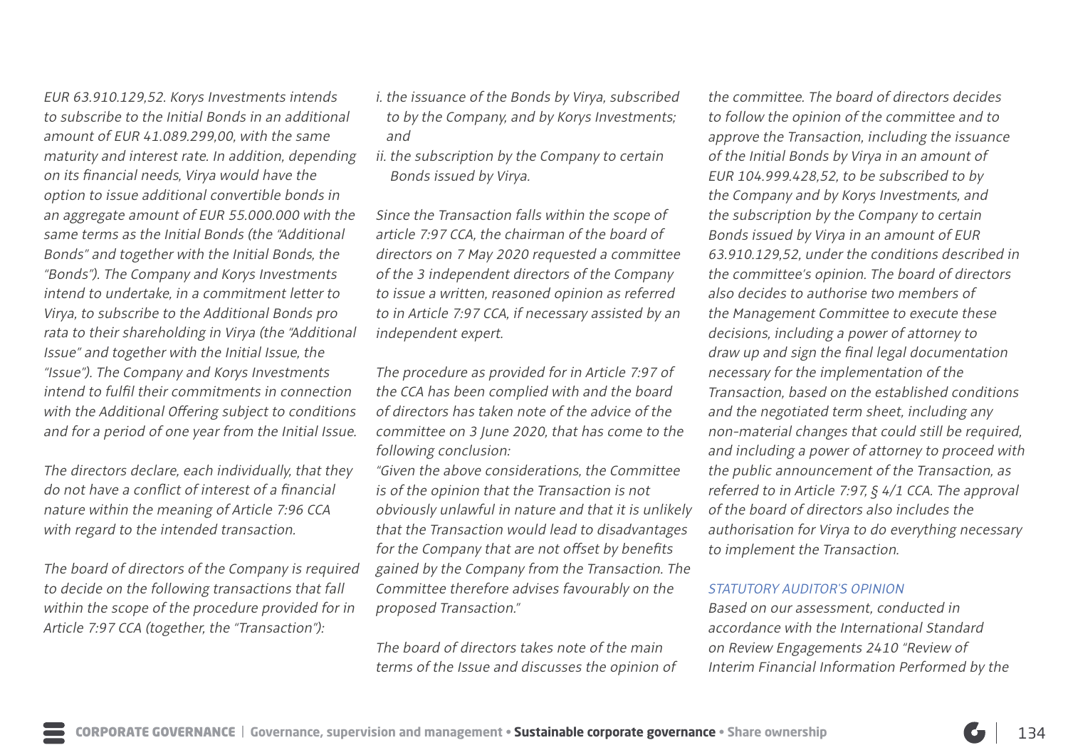*EUR 63.910.129,52. Korys Investments intends to subscribe to the Initial Bonds in an additional amount of EUR 41.089.299,00, with the same maturity and interest rate. In addition, depending on its financial needs, Virya would have the option to issue additional convertible bonds in an aggregate amount of EUR 55.000.000 with the same terms as the Initial Bonds (the "Additional Bonds" and together with the Initial Bonds, the "Bonds"). The Company and Korys Investments intend to undertake, in a commitment letter to Virya, to subscribe to the Additional Bonds pro rata to their shareholding in Virya (the "Additional Issue" and together with the Initial Issue, the "Issue"). The Company and Korys Investments intend to fulfil their commitments in connection with the Additional Offering subject to conditions and for a period of one year from the Initial Issue.*

*The directors declare, each individually, that they do not have a conflict of interest of a financial nature within the meaning of Article 7:96 CCA with regard to the intended transaction.*

*The board of directors of the Company is required to decide on the following transactions that fall within the scope of the procedure provided for in Article 7:97 CCA (together, the "Transaction"):*

*i. the issuance of the Bonds by Virya, subscribed to by the Company, and by Korys Investments; and*
*ii. the subscription by the Company to certain Bonds issued by Virya.*

*Since the Transaction falls within the scope of article 7:97 CCA, the chairman of the board of directors on 7 May 2020 requested a committee of the 3 independent directors of the Company to issue a written, reasoned opinion as referred to in Article 7:97 CCA, if necessary assisted by an independent expert.*

*The procedure as provided for in Article 7:97 of the CCA has been complied with and the board of directors has taken note of the advice of the committee on 3 June 2020, that has come to the following conclusion:*
*"Given the above considerations, the Committee is of the opinion that the Transaction is not obviously unlawful in nature and that it is unlikely that the Transaction would lead to disadvantages for the Company that are not offset by benefits gained by the Company from the Transaction. The Committee therefore advises favourably on the proposed Transaction."*

*The board of directors takes note of the main terms of the Issue and discusses the opinion of the committee. The board of directors decides to follow the opinion of the committee and to approve the Transaction, including the issuance of the Initial Bonds by Virya in an amount of EUR 104.999.428,52, to be subscribed to by the Company and by Korys Investments, and the subscription by the Company to certain Bonds issued by Virya in an amount of EUR 63.910.129,52, under the conditions described in the committee's opinion. The board of directors also decides to authorise two members of the Management Committee to execute these decisions, including a power of attorney to draw up and sign the final legal documentation necessary for the implementation of the Transaction, based on the established conditions and the negotiated term sheet, including any non-material changes that could still be required, and including a power of attorney to proceed with the public announcement of the Transaction, as referred to in Article 7:97, § 4/1 CCA. The approval of the board of directors also includes the authorisation for Virya to do everything necessary to implement the Transaction.*

*STATUTORY AUDITOR'S OPINION*

*Based on our assessment, conducted in accordance with the International Standard on Review Engagements 2410 "Review of Interim Financial Information Performed by the*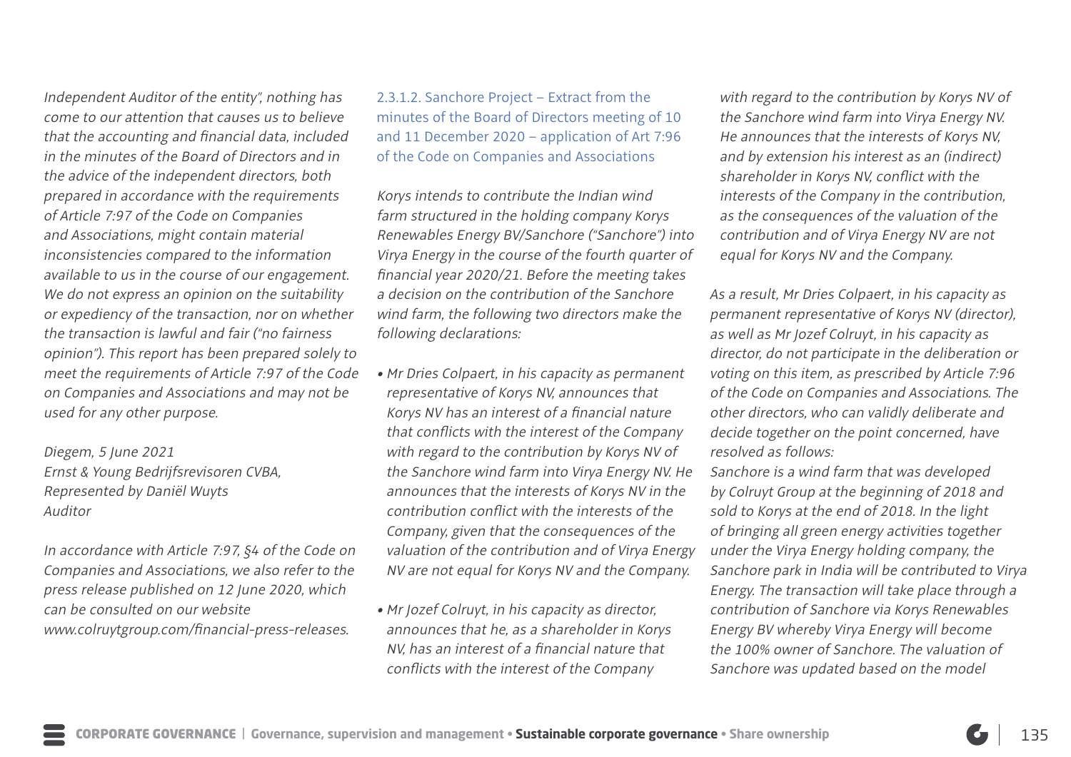*Independent Auditor of the entity", nothing has come to our attention that causes us to believe that the accounting and financial data, included in the minutes of the Board of Directors and in the advice of the independent directors, both prepared in accordance with the requirements of Article 7:97 of the Code on Companies and Associations, might contain material inconsistencies compared to the information available to us in the course of our engagement. We do not express an opinion on the suitability or expediency of the transaction, nor on whether the transaction is lawful and fair ("no fairness opinion"). This report has been prepared solely to meet the requirements of Article 7:97 of the Code on Companies and Associations and may not be used for any other purpose.*

*Diegem, 5 June 2021*
*Ernst & Young Bedrijfsrevisoren CVBA,*
*Represented by Daniël Wuyts*
*Auditor*

*In accordance with Article 7:97, §4 of the Code on Companies and Associations, we also refer to the press release published on 12 June 2020, which can be consulted on our website www.colruytgroup.com/financial-press-releases.*

#### 2.3.1.2. Sanchore Project – Extract from the minutes of the Board of Directors meeting of 10 and 11 December 2020 – application of Art 7:96 of the Code on Companies and Associations

*Korys intends to contribute the Indian wind farm structured in the holding company Korys Renewables Energy BV/Sanchore ("Sanchore") into Virya Energy in the course of the fourth quarter of financial year 2020/21. Before the meeting takes a decision on the contribution of the Sanchore wind farm, the following two directors make the following declarations:*

- *Mr Dries Colpaert, in his capacity as permanent representative of Korys NV, announces that Korys NV has an interest of a financial nature that conflicts with the interest of the Company with regard to the contribution by Korys NV of the Sanchore wind farm into Virya Energy NV. He announces that the interests of Korys NV in the contribution conflict with the interests of the Company, given that the consequences of the valuation of the contribution and of Virya Energy NV are not equal for Korys NV and the Company.*
- *Mr Jozef Colruyt, in his capacity as director, announces that he, as a shareholder in Korys NV, has an interest of a financial nature that conflicts with the interest of the Company with regard to the contribution by Korys NV of the Sanchore wind farm into Virya Energy NV. He announces that the interests of Korys NV, and by extension his interest as an (indirect) shareholder in Korys NV, conflict with the interests of the Company in the contribution, as the consequences of the valuation of the contribution and of Virya Energy NV are not equal for Korys NV and the Company.*

*As a result, Mr Dries Colpaert, in his capacity as permanent representative of Korys NV (director), as well as Mr Jozef Colruyt, in his capacity as director, do not participate in the deliberation or voting on this item, as prescribed by Article 7:96 of the Code on Companies and Associations. The other directors, who can validly deliberate and decide together on the point concerned, have resolved as follows:*
*Sanchore is a wind farm that was developed by Colruyt Group at the beginning of 2018 and sold to Korys at the end of 2018. In the light of bringing all green energy activities together under the Virya Energy holding company, the Sanchore park in India will be contributed to Virya Energy. The transaction will take place through a contribution of Sanchore via Korys Renewables Energy BV whereby Virya Energy will become the 100% owner of Sanchore. The valuation of Sanchore was updated based on the model*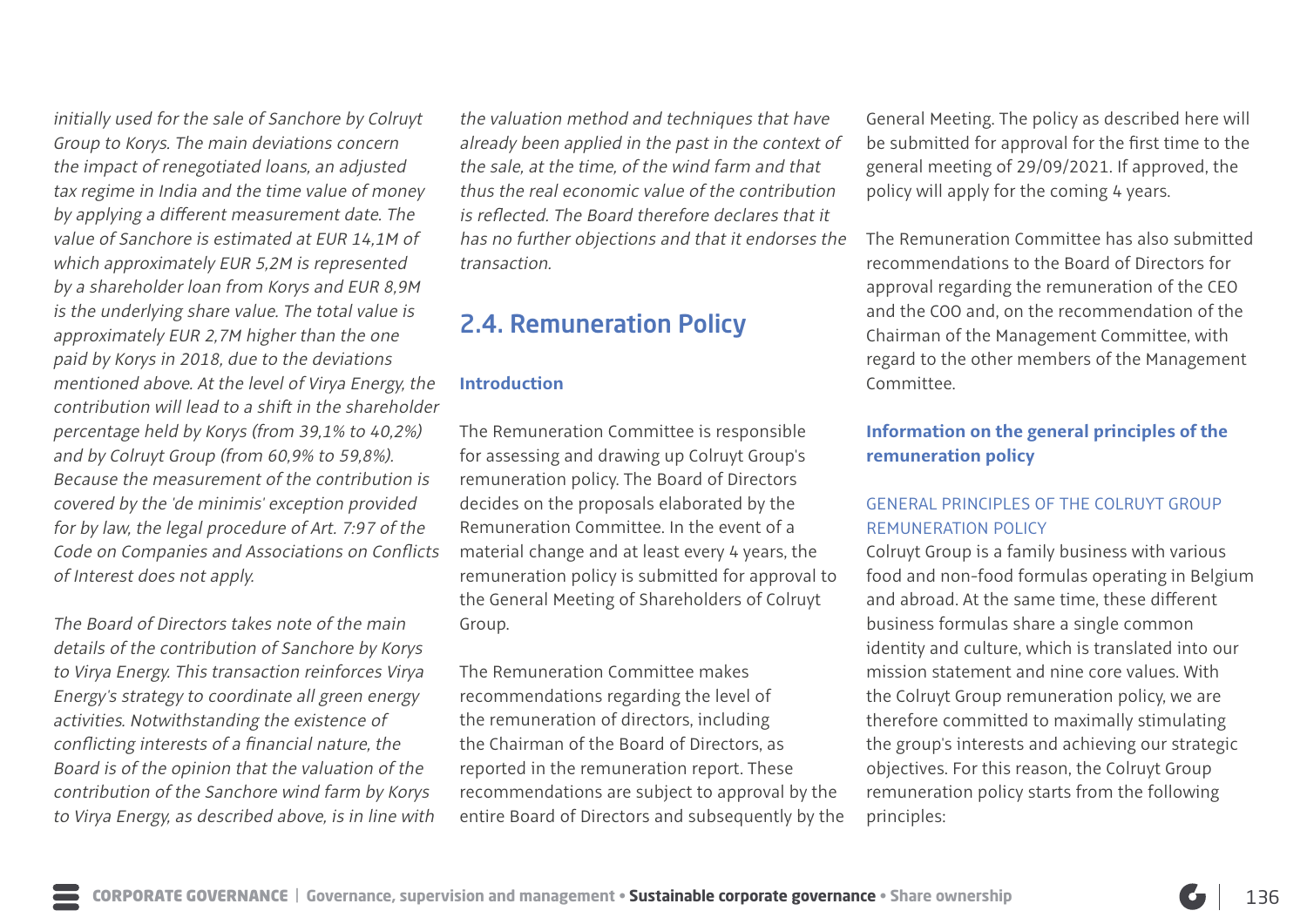*initially used for the sale of Sanchore by Colruyt Group to Korys. The main deviations concern the impact of renegotiated loans, an adjusted tax regime in India and the time value of money by applying a different measurement date. The value of Sanchore is estimated at EUR 14,1M of which approximately EUR 5,2M is represented by a shareholder loan from Korys and EUR 8,9M is the underlying share value. The total value is approximately EUR 2,7M higher than the one paid by Korys in 2018, due to the deviations mentioned above. At the level of Virya Energy, the contribution will lead to a shift in the shareholder percentage held by Korys (from 39,1% to 40,2%) and by Colruyt Group (from 60,9% to 59,8%). Because the measurement of the contribution is covered by the 'de minimis' exception provided for by law, the legal procedure of Art. 7:97 of the Code on Companies and Associations on Conflicts of Interest does not apply.*

*The Board of Directors takes note of the main details of the contribution of Sanchore by Korys to Virya Energy. This transaction reinforces Virya Energy's strategy to coordinate all green energy activities. Notwithstanding the existence of conflicting interests of a financial nature, the Board is of the opinion that the valuation of the contribution of the Sanchore wind farm by Korys to Virya Energy, as described above, is in line with the valuation method and techniques that have already been applied in the past in the context of the sale, at the time, of the wind farm and that thus the real economic value of the contribution is reflected. The Board therefore declares that it has no further objections and that it endorses the transaction.*

## 2.4. Remuneration Policy

### Introduction

The Remuneration Committee is responsible for assessing and drawing up Colruyt Group's remuneration policy. The Board of Directors decides on the proposals elaborated by the Remuneration Committee. In the event of a material change and at least every 4 years, the remuneration policy is submitted for approval to the General Meeting of Shareholders of Colruyt Group.

The Remuneration Committee makes recommendations regarding the level of the remuneration of directors, including the Chairman of the Board of Directors, as reported in the remuneration report. These recommendations are subject to approval by the entire Board of Directors and subsequently by the General Meeting. The policy as described here will be submitted for approval for the first time to the general meeting of 29/09/2021. If approved, the policy will apply for the coming 4 years.

The Remuneration Committee has also submitted recommendations to the Board of Directors for approval regarding the remuneration of the CEO and the COO and, on the recommendation of the Chairman of the Management Committee, with regard to the other members of the Management Committee.

### Information on the general principles of the remuneration policy

#### GENERAL PRINCIPLES OF THE COLRUYT GROUP REMUNERATION POLICY

Colruyt Group is a family business with various food and non-food formulas operating in Belgium and abroad. At the same time, these different business formulas share a single common identity and culture, which is translated into our mission statement and nine core values. With the Colruyt Group remuneration policy, we are therefore committed to maximally stimulating the group's interests and achieving our strategic objectives. For this reason, the Colruyt Group remuneration policy starts from the following principles: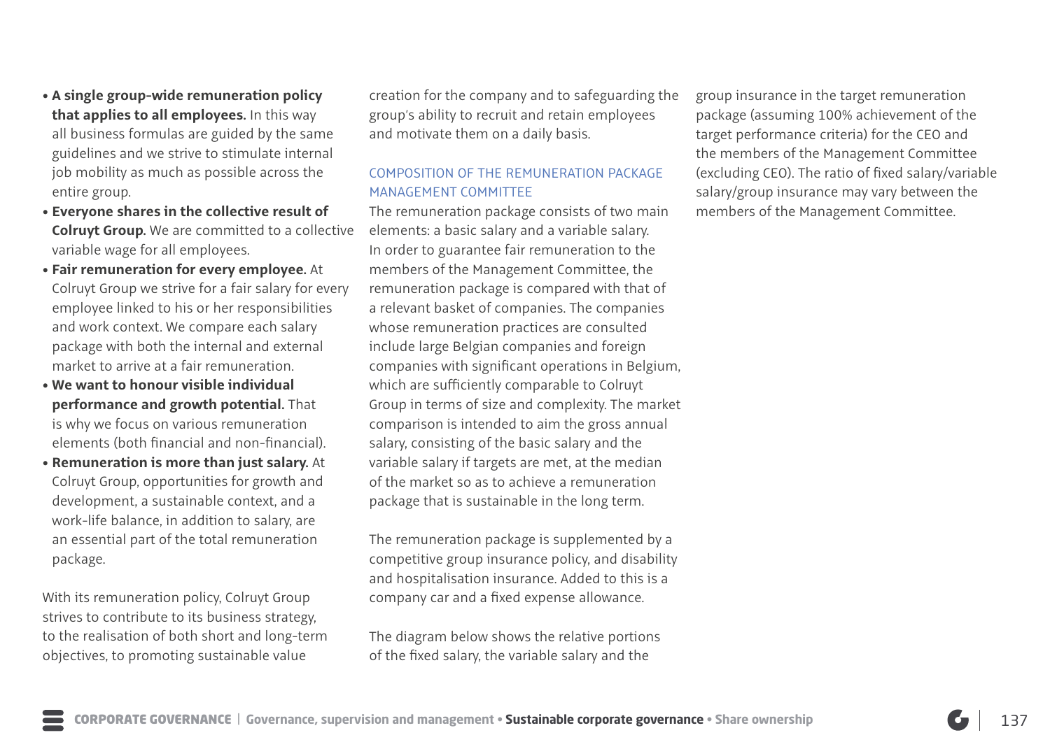- **A single group-wide remuneration policy that applies to all employees.** In this way all business formulas are guided by the same guidelines and we strive to stimulate internal job mobility as much as possible across the entire group.
- **Everyone shares in the collective result of Colruyt Group.** We are committed to a collective variable wage for all employees.
- **Fair remuneration for every employee.** At Colruyt Group we strive for a fair salary for every employee linked to his or her responsibilities and work context. We compare each salary package with both the internal and external market to arrive at a fair remuneration.
- **We want to honour visible individual performance and growth potential.** That is why we focus on various remuneration elements (both financial and non-financial).
- **Remuneration is more than just salary.** At Colruyt Group, opportunities for growth and development, a sustainable context, and a work-life balance, in addition to salary, are an essential part of the total remuneration package.

With its remuneration policy, Colruyt Group strives to contribute to its business strategy, to the realisation of both short and long-term objectives, to promoting sustainable value creation for the company and to safeguarding the group's ability to recruit and retain employees and motivate them on a daily basis.

## COMPOSITION OF THE REMUNERATION PACKAGE MANAGEMENT COMMITTEE

The remuneration package consists of two main elements: a basic salary and a variable salary. In order to guarantee fair remuneration to the members of the Management Committee, the remuneration package is compared with that of a relevant basket of companies. The companies whose remuneration practices are consulted include large Belgian companies and foreign companies with significant operations in Belgium, which are sufficiently comparable to Colruyt Group in terms of size and complexity. The market comparison is intended to aim the gross annual salary, consisting of the basic salary and the variable salary if targets are met, at the median of the market so as to achieve a remuneration package that is sustainable in the long term.

The remuneration package is supplemented by a competitive group insurance policy, and disability and hospitalisation insurance. Added to this is a company car and a fixed expense allowance.

The diagram below shows the relative portions of the fixed salary, the variable salary and the group insurance in the target remuneration package (assuming 100% achievement of the target performance criteria) for the CEO and the members of the Management Committee (excluding CEO). The ratio of fixed salary/variable salary/group insurance may vary between the members of the Management Committee.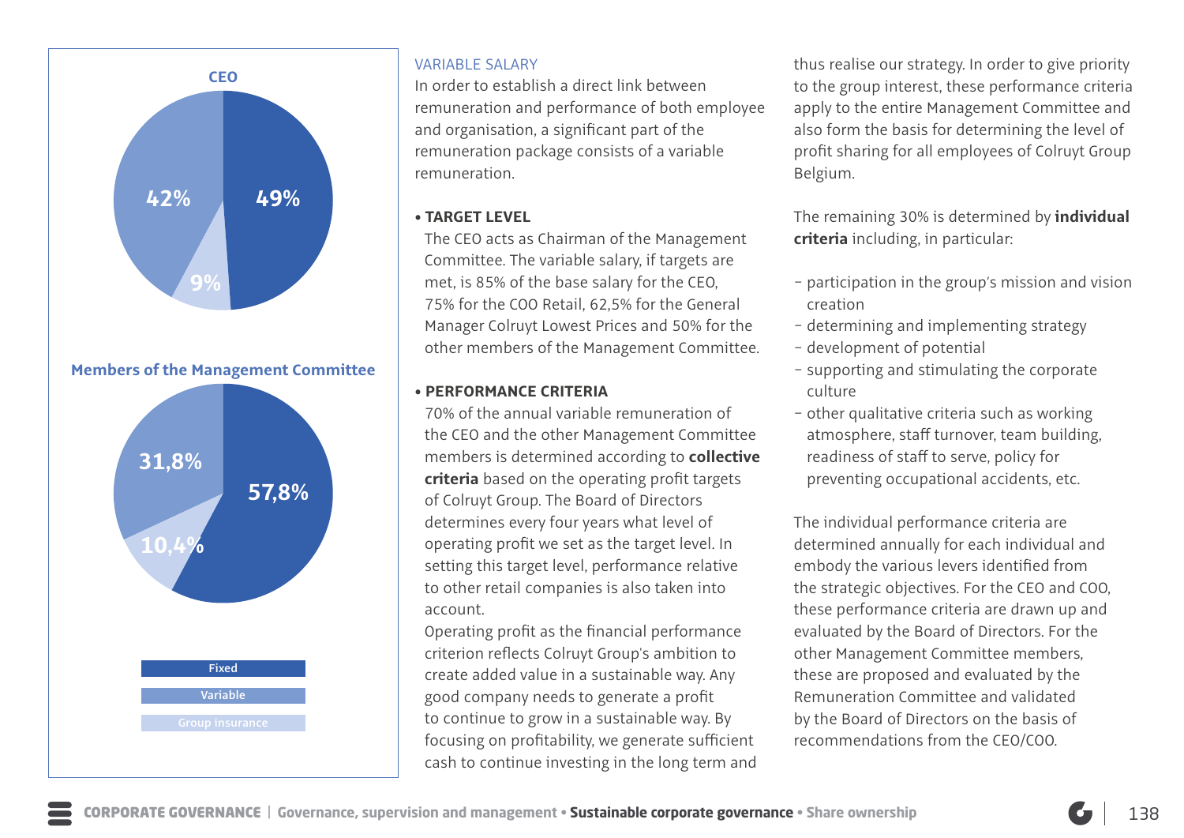**CEO**

| | % |
|---|---|
| Fixed | 49% |
| Variable | 42% |
| Group insurance | 9% |

**Members of the Management Committee**

| | % |
|---|---|
| Fixed | 57,8% |
| Variable | 31,8% |
| Group insurance | 10,4% |

## VARIABLE SALARY

In order to establish a direct link between remuneration and performance of both employee and organisation, a significant part of the remuneration package consists of a variable remuneration.

- **TARGET LEVEL**

  The CEO acts as Chairman of the Management Committee. The variable salary, if targets are met, is 85% of the base salary for the CEO, 75% for the COO Retail, 62,5% for the General Manager Colruyt Lowest Prices and 50% for the other members of the Management Committee.

- **PERFORMANCE CRITERIA**

  70% of the annual variable remuneration of the CEO and the other Management Committee members is determined according to **collective criteria** based on the operating profit targets of Colruyt Group. The Board of Directors determines every four years what level of operating profit we set as the target level. In setting this target level, performance relative to other retail companies is also taken into account.

  Operating profit as the financial performance criterion reflects Colruyt Group's ambition to create added value in a sustainable way. Any good company needs to generate a profit to continue to grow in a sustainable way. By focusing on profitability, we generate sufficient cash to continue investing in the long term and thus realise our strategy. In order to give priority to the group interest, these performance criteria apply to the entire Management Committee and also form the basis for determining the level of profit sharing for all employees of Colruyt Group Belgium.

The remaining 30% is determined by **individual criteria** including, in particular:

- participation in the group's mission and vision creation
- determining and implementing strategy
- development of potential
- supporting and stimulating the corporate culture
- other qualitative criteria such as working atmosphere, staff turnover, team building, readiness of staff to serve, policy for preventing occupational accidents, etc.

The individual performance criteria are determined annually for each individual and embody the various levers identified from the strategic objectives. For the CEO and COO, these performance criteria are drawn up and evaluated by the Board of Directors. For the other Management Committee members, these are proposed and evaluated by the Remuneration Committee and validated by the Board of Directors on the basis of recommendations from the CEO/COO.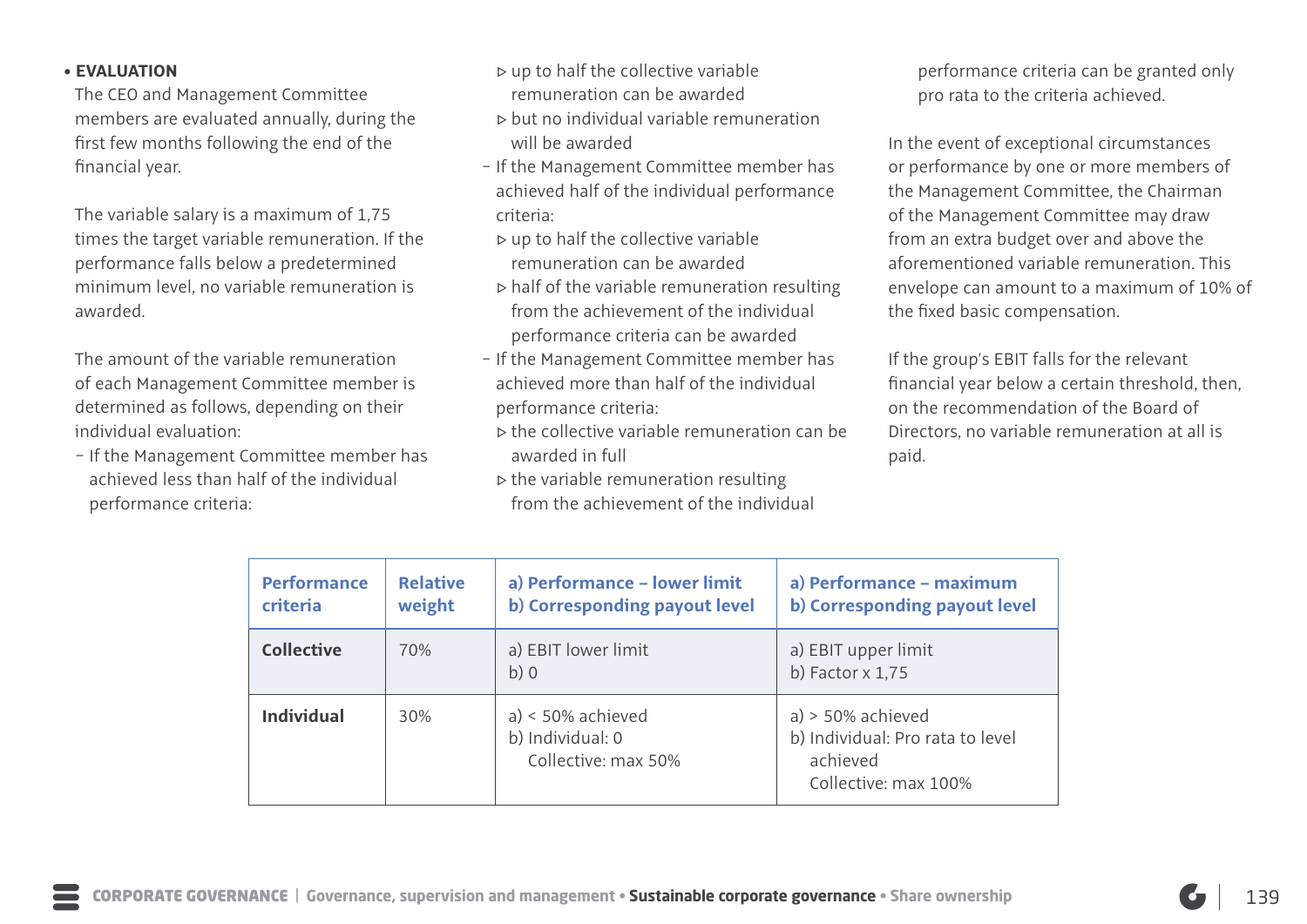- **EVALUATION**

  The CEO and Management Committee members are evaluated annually, during the first few months following the end of the financial year.

  The variable salary is a maximum of 1,75 times the target variable remuneration. If the performance falls below a predetermined minimum level, no variable remuneration is awarded.

  The amount of the variable remuneration of each Management Committee member is determined as follows, depending on their individual evaluation:

  - If the Management Committee member has achieved less than half of the individual performance criteria:
    - ▹ up to half the collective variable remuneration can be awarded
    - ▹ but no individual variable remuneration will be awarded
  - If the Management Committee member has achieved half of the individual performance criteria:
    - ▹ up to half the collective variable remuneration can be awarded
    - ▹ half of the variable remuneration resulting from the achievement of the individual performance criteria can be awarded
  - If the Management Committee member has achieved more than half of the individual performance criteria:
    - ▹ the collective variable remuneration can be awarded in full
    - ▹ the variable remuneration resulting from the achievement of the individual performance criteria can be granted only pro rata to the criteria achieved.

  In the event of exceptional circumstances or performance by one or more members of the Management Committee, the Chairman of the Management Committee may draw from an extra budget over and above the aforementioned variable remuneration. This envelope can amount to a maximum of 10% of the fixed basic compensation.

  If the group's EBIT falls for the relevant financial year below a certain threshold, then, on the recommendation of the Board of Directors, no variable remuneration at all is paid.

| Performance criteria | Relative weight | a) Performance – lower limit<br>b) Corresponding payout level | a) Performance – maximum<br>b) Corresponding payout level |
|---|---|---|---|
| **Collective** | 70% | a) EBIT lower limit<br>b) 0 | a) EBIT upper limit<br>b) Factor x 1,75 |
| **Individual** | 30% | a) < 50% achieved<br>b) Individual: 0<br>Collective: max 50% | a) > 50% achieved<br>b) Individual: Pro rata to level achieved<br>Collective: max 100% |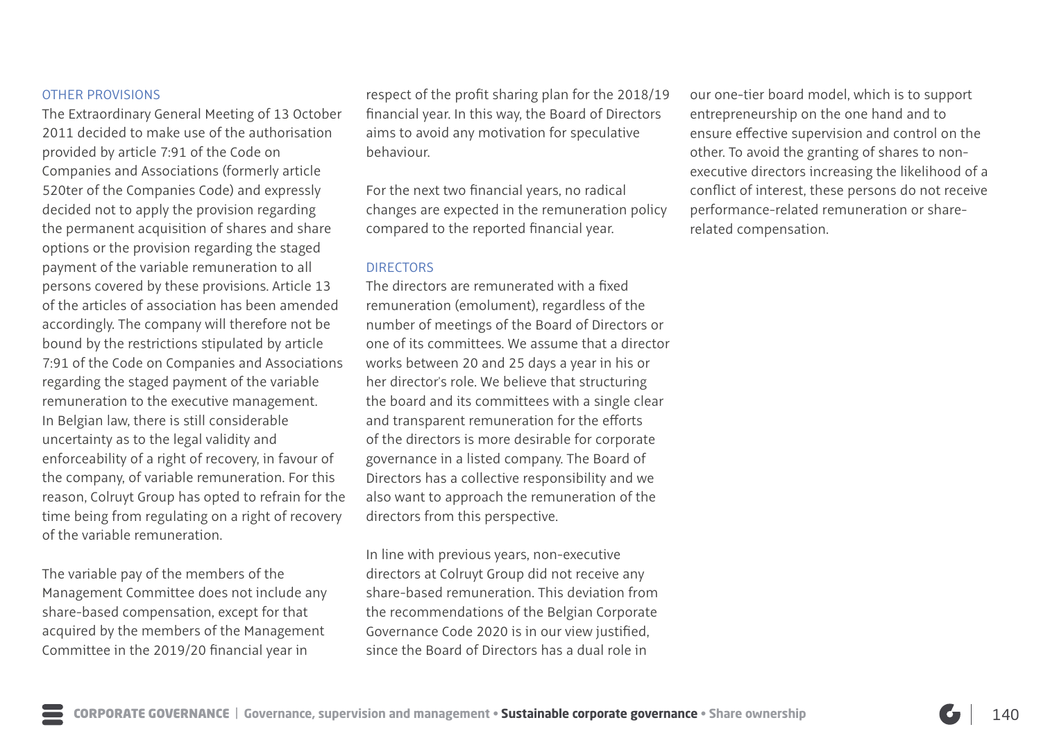### OTHER PROVISIONS

The Extraordinary General Meeting of 13 October 2011 decided to make use of the authorisation provided by article 7:91 of the Code on Companies and Associations (formerly article 520ter of the Companies Code) and expressly decided not to apply the provision regarding the permanent acquisition of shares and share options or the provision regarding the staged payment of the variable remuneration to all persons covered by these provisions. Article 13 of the articles of association has been amended accordingly. The company will therefore not be bound by the restrictions stipulated by article 7:91 of the Code on Companies and Associations regarding the staged payment of the variable remuneration to the executive management. In Belgian law, there is still considerable uncertainty as to the legal validity and enforceability of a right of recovery, in favour of the company, of variable remuneration. For this reason, Colruyt Group has opted to refrain for the time being from regulating on a right of recovery of the variable remuneration.

The variable pay of the members of the Management Committee does not include any share-based compensation, except for that acquired by the members of the Management Committee in the 2019/20 financial year in respect of the profit sharing plan for the 2018/19 financial year. In this way, the Board of Directors aims to avoid any motivation for speculative behaviour.

For the next two financial years, no radical changes are expected in the remuneration policy compared to the reported financial year.

### DIRECTORS

The directors are remunerated with a fixed remuneration (emolument), regardless of the number of meetings of the Board of Directors or one of its committees. We assume that a director works between 20 and 25 days a year in his or her director's role. We believe that structuring the board and its committees with a single clear and transparent remuneration for the efforts of the directors is more desirable for corporate governance in a listed company. The Board of Directors has a collective responsibility and we also want to approach the remuneration of the directors from this perspective.

In line with previous years, non-executive directors at Colruyt Group did not receive any share-based remuneration. This deviation from the recommendations of the Belgian Corporate Governance Code 2020 is in our view justified, since the Board of Directors has a dual role in our one-tier board model, which is to support entrepreneurship on the one hand and to ensure effective supervision and control on the other. To avoid the granting of shares to non-executive directors increasing the likelihood of a conflict of interest, these persons do not receive performance-related remuneration or share-related compensation.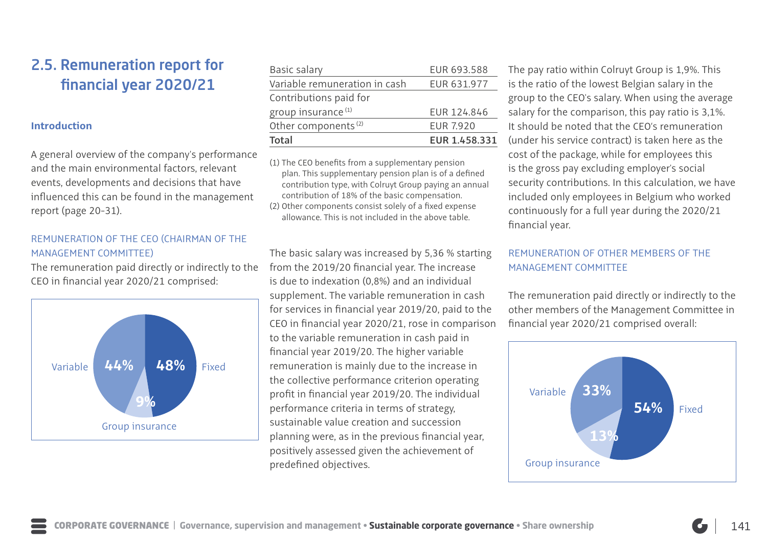## 2.5. Remuneration report for financial year 2020/21

### Introduction

A general overview of the company's performance and the main environmental factors, relevant events, developments and decisions that have influenced this can be found in the management report (page 20-31).

#### REMUNERATION OF THE CEO (CHAIRMAN OF THE MANAGEMENT COMMITTEE)

The remuneration paid directly or indirectly to the CEO in financial year 2020/21 comprised:

Variable 44% | Fixed 48% | Group insurance 9%

| | |
|---|---|
| Basic salary | EUR 693.588 |
| Variable remuneration in cash | EUR 631.977 |
| Contributions paid for group insurance (1) | EUR 124.846 |
| Other components (2) | EUR 7.920 |
| **Total** | **EUR 1.458.331** |

(1) The CEO benefits from a supplementary pension plan. This supplementary pension plan is of a defined contribution type, with Colruyt Group paying an annual contribution of 18% of the basic compensation.
(2) Other components consist solely of a fixed expense allowance. This is not included in the above table.

The basic salary was increased by 5,36 % starting from the 2019/20 financial year. The increase is due to indexation (0,8%) and an individual supplement. The variable remuneration in cash for services in financial year 2019/20, paid to the CEO in financial year 2020/21, rose in comparison to the variable remuneration in cash paid in financial year 2019/20. The higher variable remuneration is mainly due to the increase in the collective performance criterion operating profit in financial year 2019/20. The individual performance criteria in terms of strategy, sustainable value creation and succession planning were, as in the previous financial year, positively assessed given the achievement of predefined objectives.

The pay ratio within Colruyt Group is 1,9%. This is the ratio of the lowest Belgian salary in the group to the CEO's salary. When using the average salary for the comparison, this pay ratio is 3,1%. It should be noted that the CEO's remuneration (under his service contract) is taken here as the cost of the package, while for employees this is the gross pay excluding employer's social security contributions. In this calculation, we have included only employees in Belgium who worked continuously for a full year during the 2020/21 financial year.

#### REMUNERATION OF OTHER MEMBERS OF THE MANAGEMENT COMMITTEE

The remuneration paid directly or indirectly to the other members of the Management Committee in financial year 2020/21 comprised overall:

Variable 33% | Fixed 54% | Group insurance 13%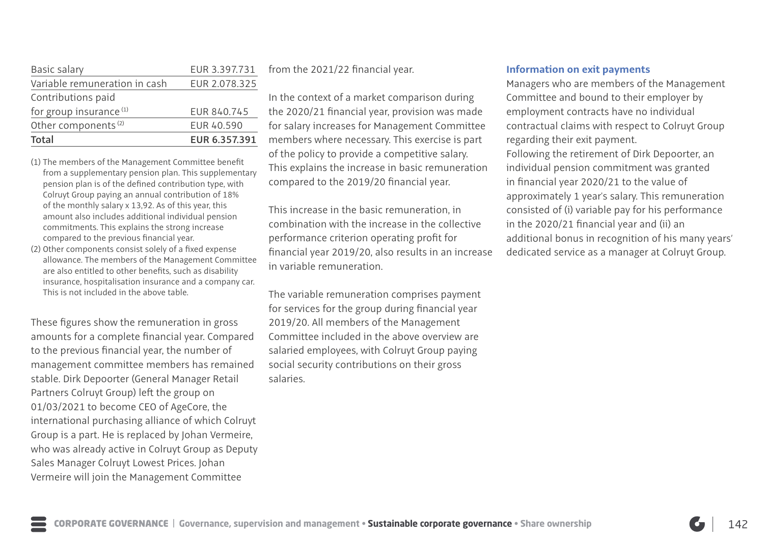| | |
|---|---|
| Basic salary | EUR 3.397.731 |
| Variable remuneration in cash | EUR 2.078.325 |
| Contributions paid for group insurance [1] | EUR 840.745 |
| Other components [2] | EUR 40.590 |
| **Total** | **EUR 6.357.391** |

(1) The members of the Management Committee benefit from a supplementary pension plan. This supplementary pension plan is of the defined contribution type, with Colruyt Group paying an annual contribution of 18% of the monthly salary x 13,92. As of this year, this amount also includes additional individual pension commitments. This explains the strong increase compared to the previous financial year.

(2) Other components consist solely of a fixed expense allowance. The members of the Management Committee are also entitled to other benefits, such as disability insurance, hospitalisation insurance and a company car. This is not included in the above table.

These figures show the remuneration in gross amounts for a complete financial year. Compared to the previous financial year, the number of management committee members has remained stable. Dirk Depoorter (General Manager Retail Partners Colruyt Group) left the group on 01/03/2021 to become CEO of AgeCore, the international purchasing alliance of which Colruyt Group is a part. He is replaced by Johan Vermeire, who was already active in Colruyt Group as Deputy Sales Manager Colruyt Lowest Prices. Johan Vermeire will join the Management Committee from the 2021/22 financial year.

In the context of a market comparison during the 2020/21 financial year, provision was made for salary increases for Management Committee members where necessary. This exercise is part of the policy to provide a competitive salary. This explains the increase in basic remuneration compared to the 2019/20 financial year.

This increase in the basic remuneration, in combination with the increase in the collective performance criterion operating profit for financial year 2019/20, also results in an increase in variable remuneration.

The variable remuneration comprises payment for services for the group during financial year 2019/20. All members of the Management Committee included in the above overview are salaried employees, with Colruyt Group paying social security contributions on their gross salaries.

### Information on exit payments

Managers who are members of the Management Committee and bound to their employer by employment contracts have no individual contractual claims with respect to Colruyt Group regarding their exit payment.

Following the retirement of Dirk Depoorter, an individual pension commitment was granted in financial year 2020/21 to the value of approximately 1 year's salary. This remuneration consisted of (i) variable pay for his performance in the 2020/21 financial year and (ii) an additional bonus in recognition of his many years' dedicated service as a manager at Colruyt Group.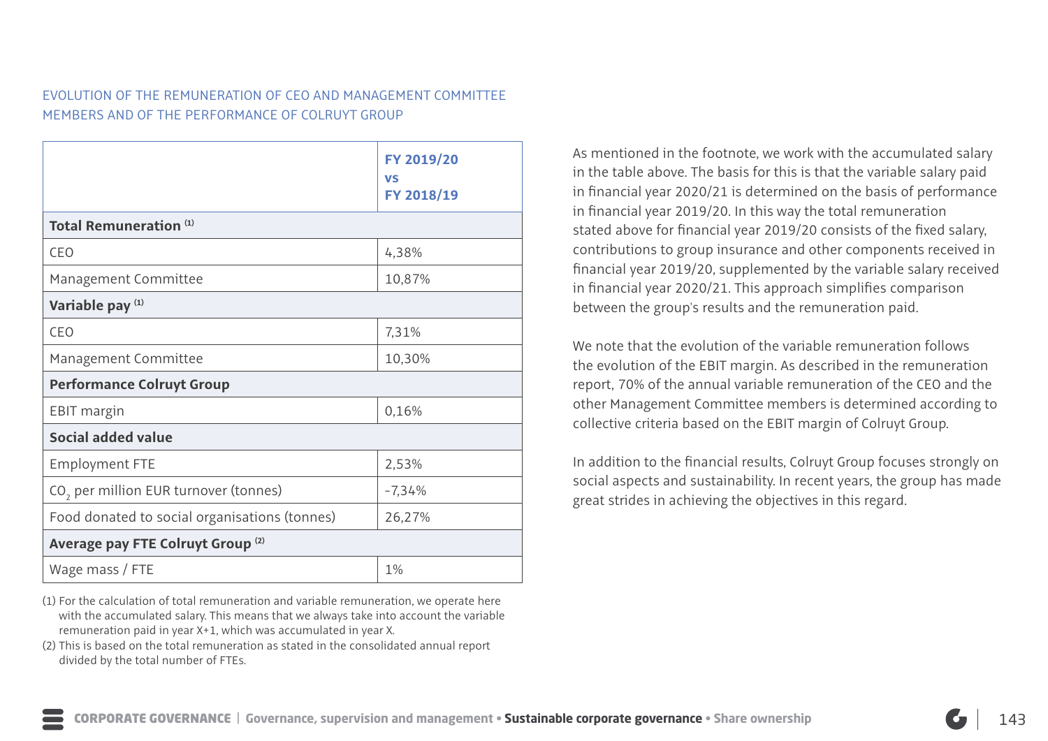## EVOLUTION OF THE REMUNERATION OF CEO AND MANAGEMENT COMMITTEE MEMBERS AND OF THE PERFORMANCE OF COLRUYT GROUP

| | **FY 2019/20 vs FY 2018/19** |
|---|---|
| **Total Remuneration** [1] | |
| CEO | 4,38% |
| Management Committee | 10,87% |
| **Variable pay** [1] | |
| CEO | 7,31% |
| Management Committee | 10,30% |
| **Performance Colruyt Group** | |
| EBIT margin | 0,16% |
| **Social added value** | |
| Employment FTE | 2,53% |
| $CO_2$ per million EUR turnover (tonnes) | -7,34% |
| Food donated to social organisations (tonnes) | 26,27% |
| **Average pay FTE Colruyt Group** [2] | |
| Wage mass / FTE | 1% |

(1) For the calculation of total remuneration and variable remuneration, we operate here with the accumulated salary. This means that we always take into account the variable remuneration paid in year X+1, which was accumulated in year X.

(2) This is based on the total remuneration as stated in the consolidated annual report divided by the total number of FTEs.

As mentioned in the footnote, we work with the accumulated salary in the table above. The basis for this is that the variable salary paid in financial year 2020/21 is determined on the basis of performance in financial year 2019/20. In this way the total remuneration stated above for financial year 2019/20 consists of the fixed salary, contributions to group insurance and other components received in financial year 2019/20, supplemented by the variable salary received in financial year 2020/21. This approach simplifies comparison between the group's results and the remuneration paid.

We note that the evolution of the variable remuneration follows the evolution of the EBIT margin. As described in the remuneration report, 70% of the annual variable remuneration of the CEO and the other Management Committee members is determined according to collective criteria based on the EBIT margin of Colruyt Group.

In addition to the financial results, Colruyt Group focuses strongly on social aspects and sustainability. In recent years, the group has made great strides in achieving the objectives in this regard.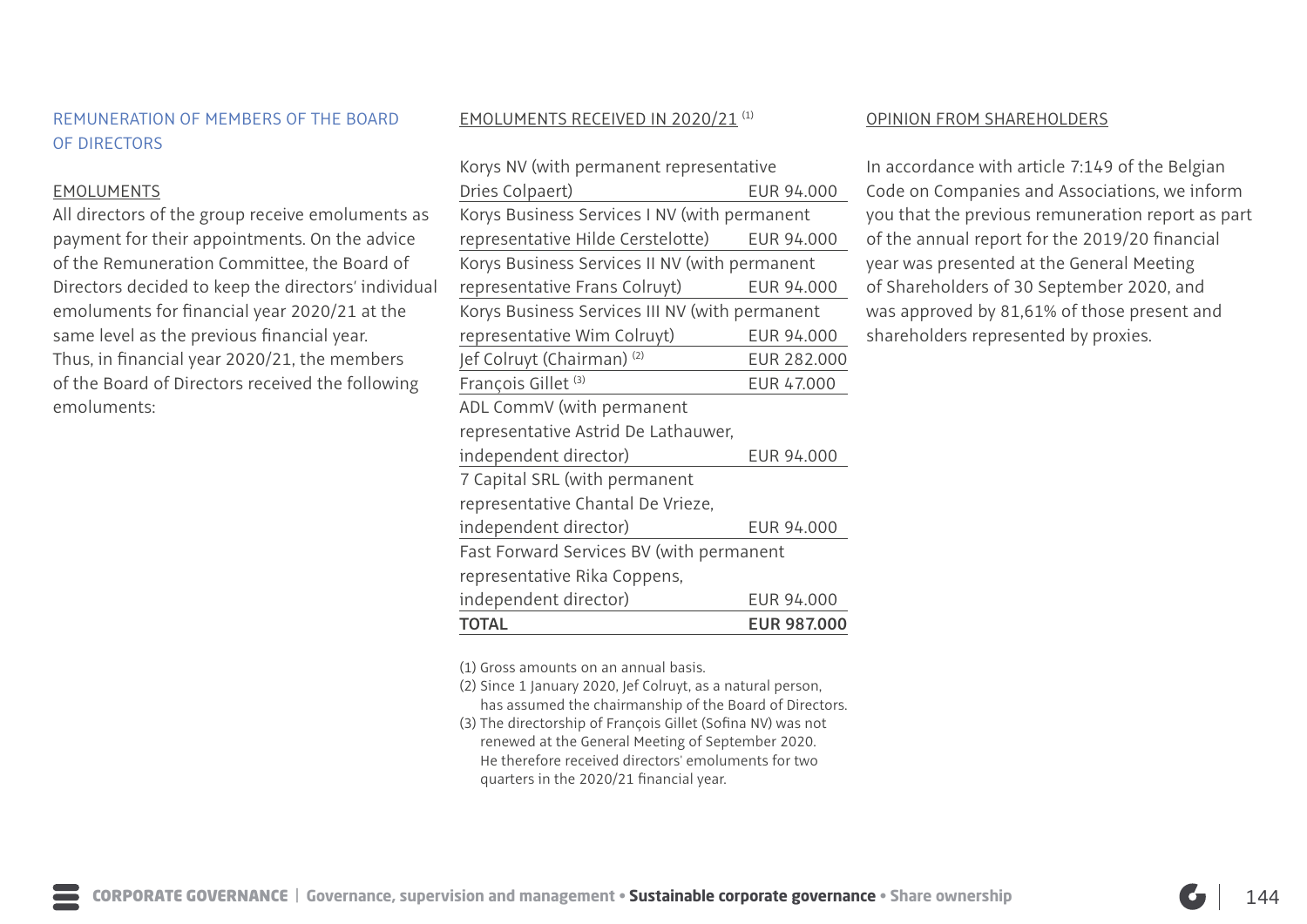## REMUNERATION OF MEMBERS OF THE BOARD OF DIRECTORS

### EMOLUMENTS

All directors of the group receive emoluments as payment for their appointments. On the advice of the Remuneration Committee, the Board of Directors decided to keep the directors' individual emoluments for financial year 2020/21 at the same level as the previous financial year. Thus, in financial year 2020/21, the members of the Board of Directors received the following emoluments:

### EMOLUMENTS RECEIVED IN 2020/21 [1]

| | |
|---|---|
| Korys NV (with permanent representative Dries Colpaert) | EUR 94.000 |
| Korys Business Services I NV (with permanent representative Hilde Cerstelotte) | EUR 94.000 |
| Korys Business Services II NV (with permanent representative Frans Colruyt) | EUR 94.000 |
| Korys Business Services III NV (with permanent representative Wim Colruyt) | EUR 94.000 |
| Jef Colruyt (Chairman) [2] | EUR 282.000 |
| François Gillet [3] | EUR 47.000 |
| ADL CommV (with permanent representative Astrid De Lathauwer, independent director) | EUR 94.000 |
| 7 Capital SRL (with permanent representative Chantal De Vrieze, independent director) | EUR 94.000 |
| Fast Forward Services BV (with permanent representative Rika Coppens, independent director) | EUR 94.000 |
| **TOTAL** | **EUR 987.000** |

(1) Gross amounts on an annual basis.
(2) Since 1 January 2020, Jef Colruyt, as a natural person, has assumed the chairmanship of the Board of Directors.
(3) The directorship of François Gillet (Sofina NV) was not renewed at the General Meeting of September 2020. He therefore received directors' emoluments for two quarters in the 2020/21 financial year.

### OPINION FROM SHAREHOLDERS

In accordance with article 7:149 of the Belgian Code on Companies and Associations, we inform you that the previous remuneration report as part of the annual report for the 2019/20 financial year was presented at the General Meeting of Shareholders of 30 September 2020, and was approved by 81,61% of those present and shareholders represented by proxies.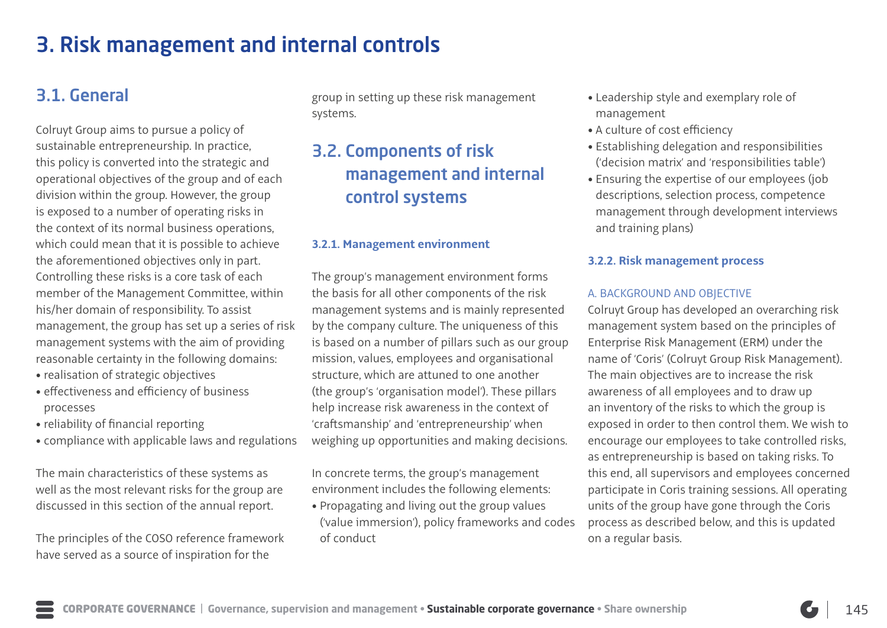# 3. Risk management and internal controls

## 3.1. General

Colruyt Group aims to pursue a policy of sustainable entrepreneurship. In practice, this policy is converted into the strategic and operational objectives of the group and of each division within the group. However, the group is exposed to a number of operating risks in the context of its normal business operations, which could mean that it is possible to achieve the aforementioned objectives only in part. Controlling these risks is a core task of each member of the Management Committee, within his/her domain of responsibility. To assist management, the group has set up a series of risk management systems with the aim of providing reasonable certainty in the following domains:

- realisation of strategic objectives
- effectiveness and efficiency of business processes
- reliability of financial reporting
- compliance with applicable laws and regulations

The main characteristics of these systems as well as the most relevant risks for the group are discussed in this section of the annual report.

The principles of the COSO reference framework have served as a source of inspiration for the group in setting up these risk management systems.

## 3.2. Components of risk management and internal control systems

### 3.2.1. Management environment

The group's management environment forms the basis for all other components of the risk management systems and is mainly represented by the company culture. The uniqueness of this is based on a number of pillars such as our group mission, values, employees and organisational structure, which are attuned to one another (the group's 'organisation model'). These pillars help increase risk awareness in the context of 'craftsmanship' and 'entrepreneurship' when weighing up opportunities and making decisions.

In concrete terms, the group's management environment includes the following elements:

- Propagating and living out the group values ('value immersion'), policy frameworks and codes of conduct
- Leadership style and exemplary role of management
- A culture of cost efficiency
- Establishing delegation and responsibilities ('decision matrix' and 'responsibilities table')
- Ensuring the expertise of our employees (job descriptions, selection process, competence management through development interviews and training plans)

### 3.2.2. Risk management process

A. BACKGROUND AND OBJECTIVE

Colruyt Group has developed an overarching risk management system based on the principles of Enterprise Risk Management (ERM) under the name of 'Coris' (Colruyt Group Risk Management). The main objectives are to increase the risk awareness of all employees and to draw up an inventory of the risks to which the group is exposed in order to then control them. We wish to encourage our employees to take controlled risks, as entrepreneurship is based on taking risks. To this end, all supervisors and employees concerned participate in Coris training sessions. All operating units of the group have gone through the Coris process as described below, and this is updated on a regular basis.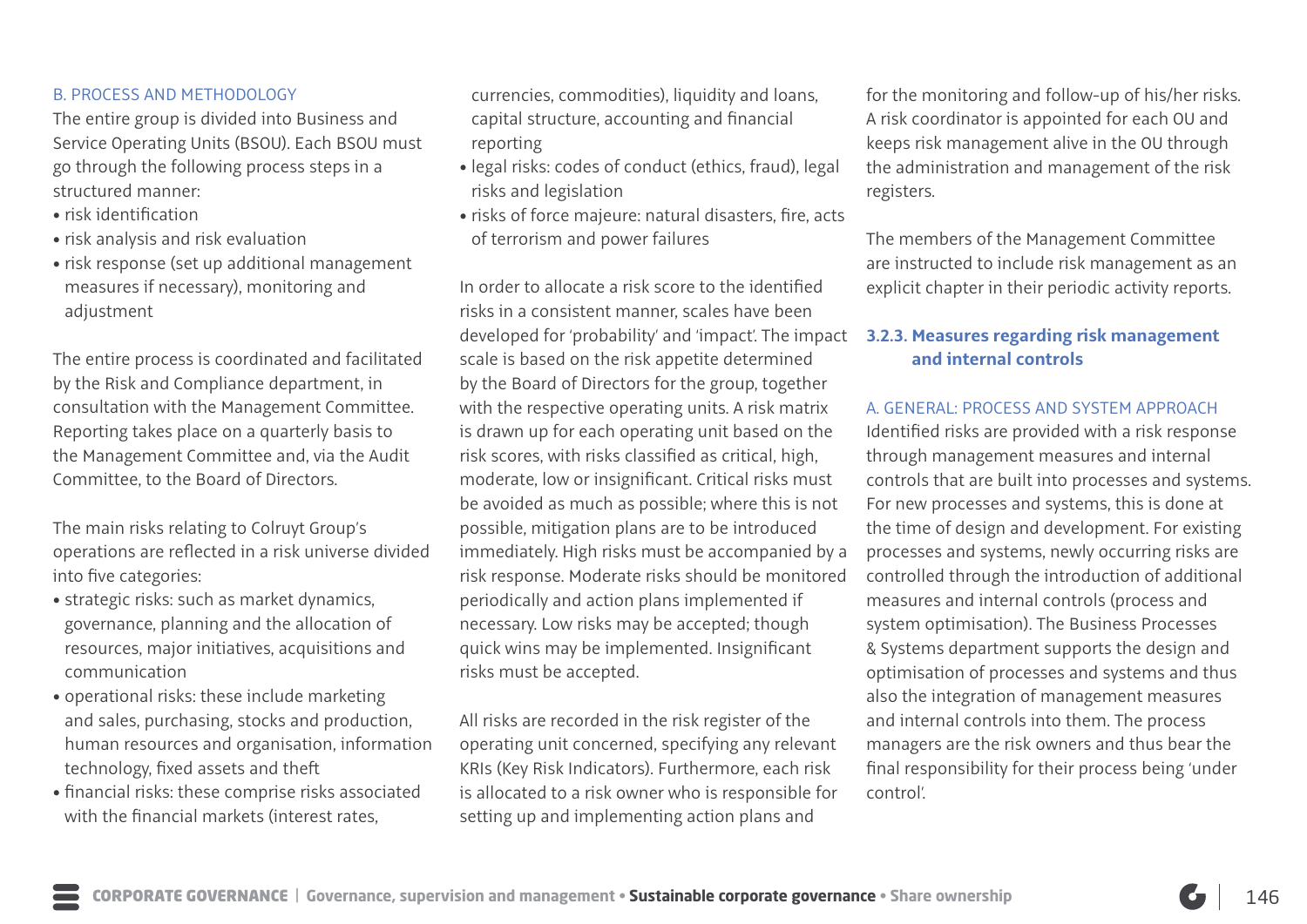#### B. PROCESS AND METHODOLOGY

The entire group is divided into Business and Service Operating Units (BSOU). Each BSOU must go through the following process steps in a structured manner:

- risk identification
- risk analysis and risk evaluation
- risk response (set up additional management measures if necessary), monitoring and adjustment

The entire process is coordinated and facilitated by the Risk and Compliance department, in consultation with the Management Committee. Reporting takes place on a quarterly basis to the Management Committee and, via the Audit Committee, to the Board of Directors.

The main risks relating to Colruyt Group's operations are reflected in a risk universe divided into five categories:

- strategic risks: such as market dynamics, governance, planning and the allocation of resources, major initiatives, acquisitions and communication
- operational risks: these include marketing and sales, purchasing, stocks and production, human resources and organisation, information technology, fixed assets and theft
- financial risks: these comprise risks associated with the financial markets (interest rates, currencies, commodities), liquidity and loans, capital structure, accounting and financial reporting
- legal risks: codes of conduct (ethics, fraud), legal risks and legislation
- risks of force majeure: natural disasters, fire, acts of terrorism and power failures

In order to allocate a risk score to the identified risks in a consistent manner, scales have been developed for 'probability' and 'impact'. The impact scale is based on the risk appetite determined by the Board of Directors for the group, together with the respective operating units. A risk matrix is drawn up for each operating unit based on the risk scores, with risks classified as critical, high, moderate, low or insignificant. Critical risks must be avoided as much as possible; where this is not possible, mitigation plans are to be introduced immediately. High risks must be accompanied by a risk response. Moderate risks should be monitored periodically and action plans implemented if necessary. Low risks may be accepted; though quick wins may be implemented. Insignificant risks must be accepted.

All risks are recorded in the risk register of the operating unit concerned, specifying any relevant KRIs (Key Risk Indicators). Furthermore, each risk is allocated to a risk owner who is responsible for setting up and implementing action plans and for the monitoring and follow-up of his/her risks. A risk coordinator is appointed for each OU and keeps risk management alive in the OU through the administration and management of the risk registers.

The members of the Management Committee are instructed to include risk management as an explicit chapter in their periodic activity reports.

### 3.2.3. Measures regarding risk management and internal controls

#### A. GENERAL: PROCESS AND SYSTEM APPROACH

Identified risks are provided with a risk response through management measures and internal controls that are built into processes and systems. For new processes and systems, this is done at the time of design and development. For existing processes and systems, newly occurring risks are controlled through the introduction of additional measures and internal controls (process and system optimisation). The Business Processes & Systems department supports the design and optimisation of processes and systems and thus also the integration of management measures and internal controls into them. The process managers are the risk owners and thus bear the final responsibility for their process being 'under control'.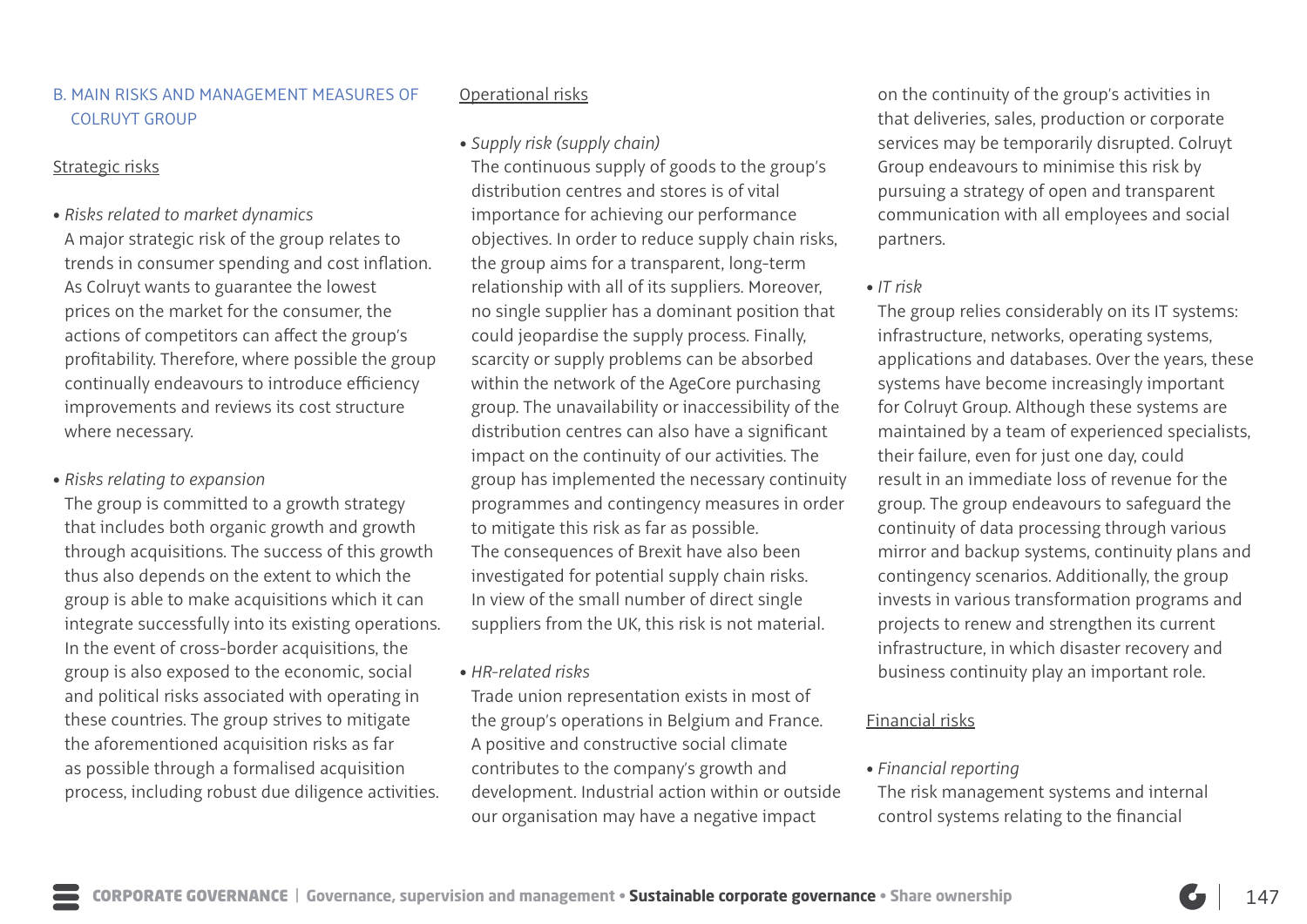## B. MAIN RISKS AND MANAGEMENT MEASURES OF COLRUYT GROUP

### Strategic risks

- *Risks related to market dynamics*
  A major strategic risk of the group relates to trends in consumer spending and cost inflation. As Colruyt wants to guarantee the lowest prices on the market for the consumer, the actions of competitors can affect the group's profitability. Therefore, where possible the group continually endeavours to introduce efficiency improvements and reviews its cost structure where necessary.

- *Risks relating to expansion*
  The group is committed to a growth strategy that includes both organic growth and growth through acquisitions. The success of this growth thus also depends on the extent to which the group is able to make acquisitions which it can integrate successfully into its existing operations. In the event of cross-border acquisitions, the group is also exposed to the economic, social and political risks associated with operating in these countries. The group strives to mitigate the aforementioned acquisition risks as far as possible through a formalised acquisition process, including robust due diligence activities.

### Operational risks

- *Supply risk (supply chain)*
  The continuous supply of goods to the group's distribution centres and stores is of vital importance for achieving our performance objectives. In order to reduce supply chain risks, the group aims for a transparent, long-term relationship with all of its suppliers. Moreover, no single supplier has a dominant position that could jeopardise the supply process. Finally, scarcity or supply problems can be absorbed within the network of the AgeCore purchasing group. The unavailability or inaccessibility of the distribution centres can also have a significant impact on the continuity of our activities. The group has implemented the necessary continuity programmes and contingency measures in order to mitigate this risk as far as possible.
  The consequences of Brexit have also been investigated for potential supply chain risks. In view of the small number of direct single suppliers from the UK, this risk is not material.

- *HR-related risks*
  Trade union representation exists in most of the group's operations in Belgium and France. A positive and constructive social climate contributes to the company's growth and development. Industrial action within or outside our organisation may have a negative impact on the continuity of the group's activities in that deliveries, sales, production or corporate services may be temporarily disrupted. Colruyt Group endeavours to minimise this risk by pursuing a strategy of open and transparent communication with all employees and social partners.

- *IT risk*
  The group relies considerably on its IT systems: infrastructure, networks, operating systems, applications and databases. Over the years, these systems have become increasingly important for Colruyt Group. Although these systems are maintained by a team of experienced specialists, their failure, even for just one day, could result in an immediate loss of revenue for the group. The group endeavours to safeguard the continuity of data processing through various mirror and backup systems, continuity plans and contingency scenarios. Additionally, the group invests in various transformation programs and projects to renew and strengthen its current infrastructure, in which disaster recovery and business continuity play an important role.

### Financial risks

- *Financial reporting*
  The risk management systems and internal control systems relating to the financial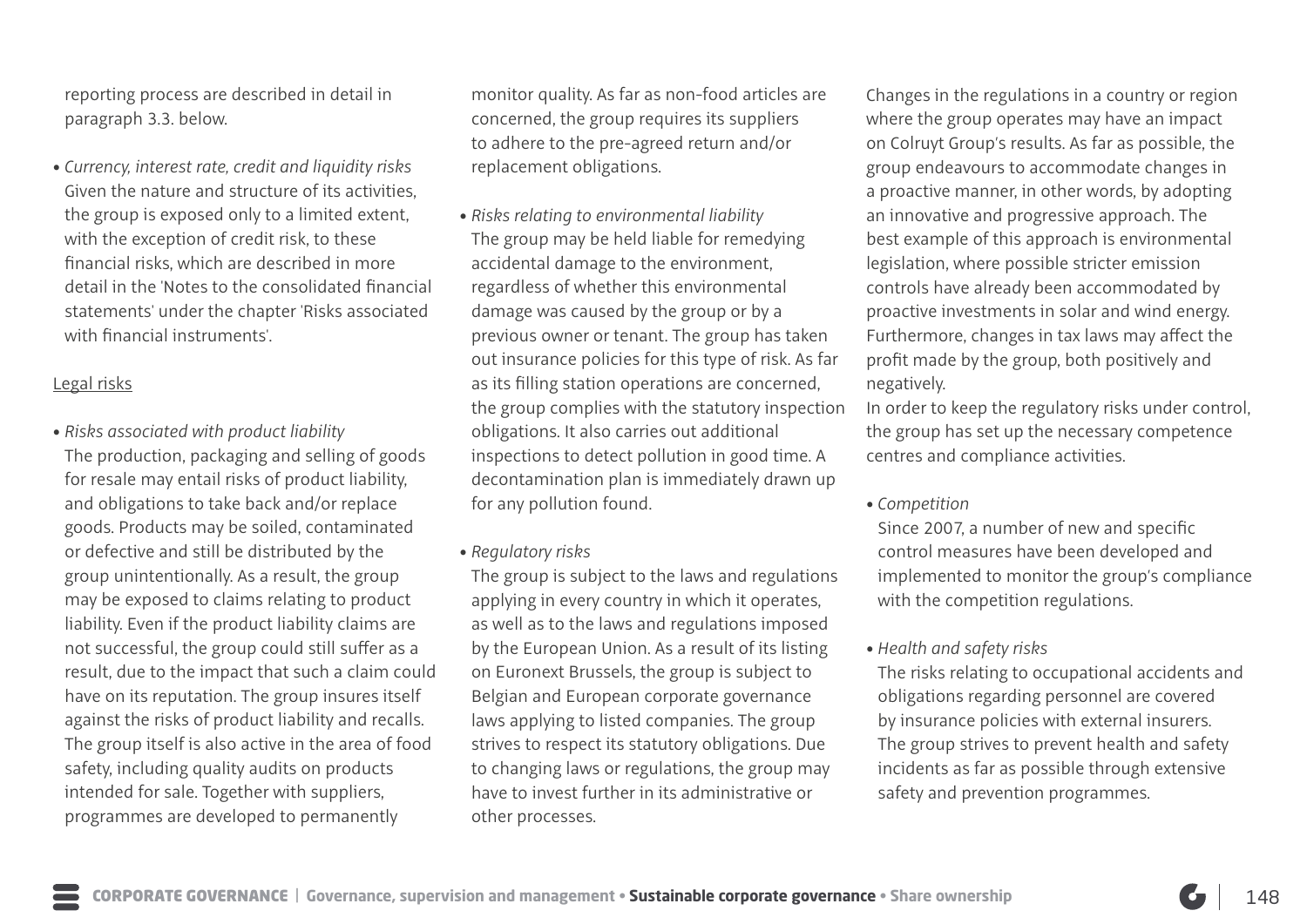reporting process are described in detail in paragraph 3.3. below.

- *Currency, interest rate, credit and liquidity risks*
  Given the nature and structure of its activities, the group is exposed only to a limited extent, with the exception of credit risk, to these financial risks, which are described in more detail in the 'Notes to the consolidated financial statements' under the chapter 'Risks associated with financial instruments'.

Legal risks

- *Risks associated with product liability*
  The production, packaging and selling of goods for resale may entail risks of product liability, and obligations to take back and/or replace goods. Products may be soiled, contaminated or defective and still be distributed by the group unintentionally. As a result, the group may be exposed to claims relating to product liability. Even if the product liability claims are not successful, the group could still suffer as a result, due to the impact that such a claim could have on its reputation. The group insures itself against the risks of product liability and recalls. The group itself is also active in the area of food safety, including quality audits on products intended for sale. Together with suppliers, programmes are developed to permanently monitor quality. As far as non-food articles are concerned, the group requires its suppliers to adhere to the pre-agreed return and/or replacement obligations.

- *Risks relating to environmental liability*
  The group may be held liable for remedying accidental damage to the environment, regardless of whether this environmental damage was caused by the group or by a previous owner or tenant. The group has taken out insurance policies for this type of risk. As far as its filling station operations are concerned, the group complies with the statutory inspection obligations. It also carries out additional inspections to detect pollution in good time. A decontamination plan is immediately drawn up for any pollution found.

- *Regulatory risks*
  The group is subject to the laws and regulations applying in every country in which it operates, as well as to the laws and regulations imposed by the European Union. As a result of its listing on Euronext Brussels, the group is subject to Belgian and European corporate governance laws applying to listed companies. The group strives to respect its statutory obligations. Due to changing laws or regulations, the group may have to invest further in its administrative or other processes.
  Changes in the regulations in a country or region where the group operates may have an impact on Colruyt Group's results. As far as possible, the group endeavours to accommodate changes in a proactive manner, in other words, by adopting an innovative and progressive approach. The best example of this approach is environmental legislation, where possible stricter emission controls have already been accommodated by proactive investments in solar and wind energy. Furthermore, changes in tax laws may affect the profit made by the group, both positively and negatively.
  In order to keep the regulatory risks under control, the group has set up the necessary competence centres and compliance activities.

- *Competition*
  Since 2007, a number of new and specific control measures have been developed and implemented to monitor the group's compliance with the competition regulations.

- *Health and safety risks*
  The risks relating to occupational accidents and obligations regarding personnel are covered by insurance policies with external insurers. The group strives to prevent health and safety incidents as far as possible through extensive safety and prevention programmes.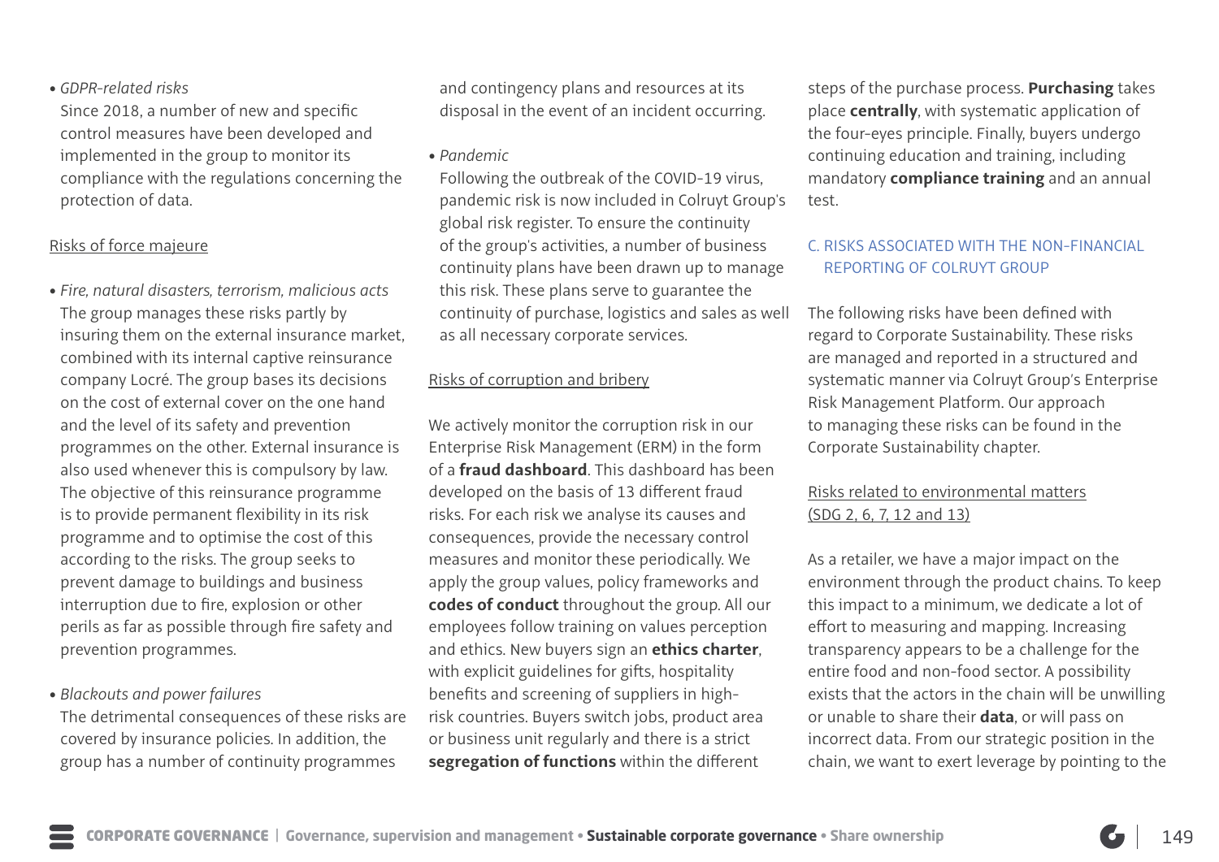- *GDPR-related risks*
  Since 2018, a number of new and specific control measures have been developed and implemented in the group to monitor its compliance with the regulations concerning the protection of data.

Risks of force majeure

- *Fire, natural disasters, terrorism, malicious acts*
  The group manages these risks partly by insuring them on the external insurance market, combined with its internal captive reinsurance company Locré. The group bases its decisions on the cost of external cover on the one hand and the level of its safety and prevention programmes on the other. External insurance is also used whenever this is compulsory by law. The objective of this reinsurance programme is to provide permanent flexibility in its risk programme and to optimise the cost of this according to the risks. The group seeks to prevent damage to buildings and business interruption due to fire, explosion or other perils as far as possible through fire safety and prevention programmes.

- *Blackouts and power failures*
  The detrimental consequences of these risks are covered by insurance policies. In addition, the group has a number of continuity programmes and contingency plans and resources at its disposal in the event of an incident occurring.

- *Pandemic*
  Following the outbreak of the COVID-19 virus, pandemic risk is now included in Colruyt Group's global risk register. To ensure the continuity of the group's activities, a number of business continuity plans have been drawn up to manage this risk. These plans serve to guarantee the continuity of purchase, logistics and sales as well as all necessary corporate services.

Risks of corruption and bribery

We actively monitor the corruption risk in our Enterprise Risk Management (ERM) in the form of a **fraud dashboard**. This dashboard has been developed on the basis of 13 different fraud risks. For each risk we analyse its causes and consequences, provide the necessary control measures and monitor these periodically. We apply the group values, policy frameworks and **codes of conduct** throughout the group. All our employees follow training on values perception and ethics. New buyers sign an **ethics charter**, with explicit guidelines for gifts, hospitality benefits and screening of suppliers in high-risk countries. Buyers switch jobs, product area or business unit regularly and there is a strict **segregation of functions** within the different steps of the purchase process. **Purchasing** takes place **centrally**, with systematic application of the four-eyes principle. Finally, buyers undergo continuing education and training, including mandatory **compliance training** and an annual test.

## C. RISKS ASSOCIATED WITH THE NON-FINANCIAL REPORTING OF COLRUYT GROUP

The following risks have been defined with regard to Corporate Sustainability. These risks are managed and reported in a structured and systematic manner via Colruyt Group's Enterprise Risk Management Platform. Our approach to managing these risks can be found in the Corporate Sustainability chapter.

Risks related to environmental matters (SDG 2, 6, 7, 12 and 13)

As a retailer, we have a major impact on the environment through the product chains. To keep this impact to a minimum, we dedicate a lot of effort to measuring and mapping. Increasing transparency appears to be a challenge for the entire food and non-food sector. A possibility exists that the actors in the chain will be unwilling or unable to share their **data**, or will pass on incorrect data. From our strategic position in the chain, we want to exert leverage by pointing to the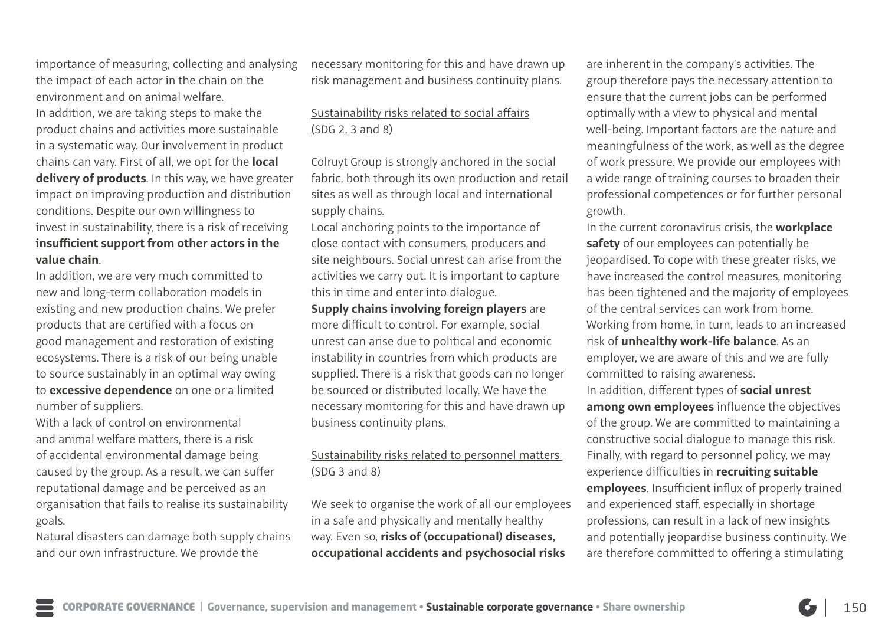importance of measuring, collecting and analysing the impact of each actor in the chain on the environment and on animal welfare.

In addition, we are taking steps to make the product chains and activities more sustainable in a systematic way. Our involvement in product chains can vary. First of all, we opt for the **local delivery of products**. In this way, we have greater impact on improving production and distribution conditions. Despite our own willingness to invest in sustainability, there is a risk of receiving **insufficient support from other actors in the value chain**.

In addition, we are very much committed to new and long-term collaboration models in existing and new production chains. We prefer products that are certified with a focus on good management and restoration of existing ecosystems. There is a risk of our being unable to source sustainably in an optimal way owing to **excessive dependence** on one or a limited number of suppliers.

With a lack of control on environmental and animal welfare matters, there is a risk of accidental environmental damage being caused by the group. As a result, we can suffer reputational damage and be perceived as an organisation that fails to realise its sustainability goals.

Natural disasters can damage both supply chains and our own infrastructure. We provide the necessary monitoring for this and have drawn up risk management and business continuity plans.

Sustainability risks related to social affairs (SDG 2, 3 and 8)

Colruyt Group is strongly anchored in the social fabric, both through its own production and retail sites as well as through local and international supply chains.

Local anchoring points to the importance of close contact with consumers, producers and site neighbours. Social unrest can arise from the activities we carry out. It is important to capture this in time and enter into dialogue.

**Supply chains involving foreign players** are more difficult to control. For example, social unrest can arise due to political and economic instability in countries from which products are supplied. There is a risk that goods can no longer be sourced or distributed locally. We have the necessary monitoring for this and have drawn up business continuity plans.

Sustainability risks related to personnel matters (SDG 3 and 8)

We seek to organise the work of all our employees in a safe and physically and mentally healthy way. Even so, **risks of (occupational) diseases, occupational accidents and psychosocial risks** are inherent in the company's activities. The group therefore pays the necessary attention to ensure that the current jobs can be performed optimally with a view to physical and mental well-being. Important factors are the nature and meaningfulness of the work, as well as the degree of work pressure. We provide our employees with a wide range of training courses to broaden their professional competences or for further personal growth.

In the current coronavirus crisis, the **workplace safety** of our employees can potentially be jeopardised. To cope with these greater risks, we have increased the control measures, monitoring has been tightened and the majority of employees of the central services can work from home. Working from home, in turn, leads to an increased risk of **unhealthy work-life balance**. As an employer, we are aware of this and we are fully committed to raising awareness.

In addition, different types of **social unrest among own employees** influence the objectives of the group. We are committed to maintaining a constructive social dialogue to manage this risk.

Finally, with regard to personnel policy, we may experience difficulties in **recruiting suitable employees**. Insufficient influx of properly trained and experienced staff, especially in shortage professions, can result in a lack of new insights and potentially jeopardise business continuity. We are therefore committed to offering a stimulating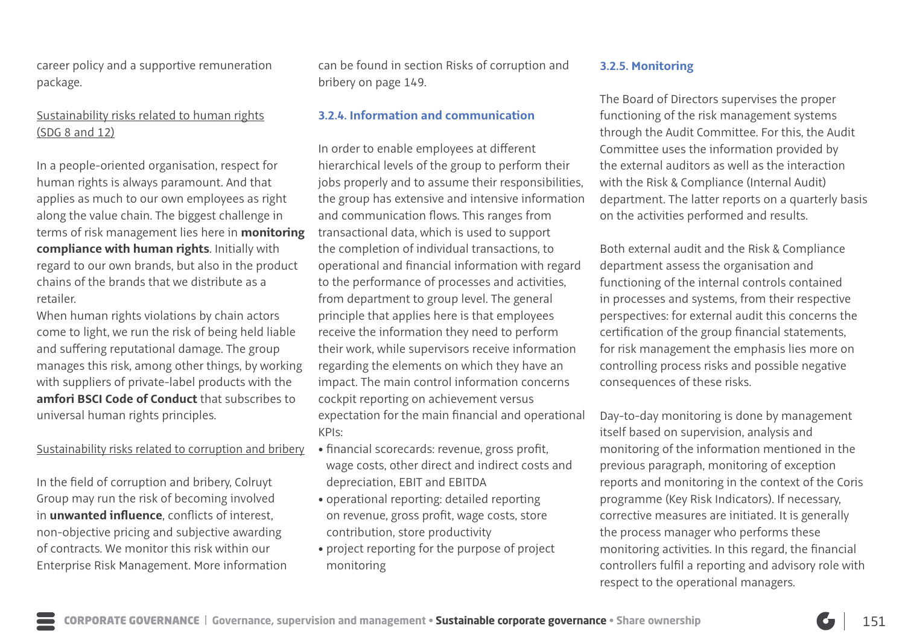career policy and a supportive remuneration package.

Sustainability risks related to human rights (SDG 8 and 12)

In a people-oriented organisation, respect for human rights is always paramount. And that applies as much to our own employees as right along the value chain. The biggest challenge in terms of risk management lies here in **monitoring compliance with human rights**. Initially with regard to our own brands, but also in the product chains of the brands that we distribute as a retailer.

When human rights violations by chain actors come to light, we run the risk of being held liable and suffering reputational damage. The group manages this risk, among other things, by working with suppliers of private-label products with the **amfori BSCI Code of Conduct** that subscribes to universal human rights principles.

Sustainability risks related to corruption and bribery

In the field of corruption and bribery, Colruyt Group may run the risk of becoming involved in **unwanted influence**, conflicts of interest, non-objective pricing and subjective awarding of contracts. We monitor this risk within our Enterprise Risk Management. More information can be found in section Risks of corruption and bribery on page 149.

### 3.2.4. Information and communication

In order to enable employees at different hierarchical levels of the group to perform their jobs properly and to assume their responsibilities, the group has extensive and intensive information and communication flows. This ranges from transactional data, which is used to support the completion of individual transactions, to operational and financial information with regard to the performance of processes and activities, from department to group level. The general principle that applies here is that employees receive the information they need to perform their work, while supervisors receive information regarding the elements on which they have an impact. The main control information concerns cockpit reporting on achievement versus expectation for the main financial and operational KPIs:

- financial scorecards: revenue, gross profit, wage costs, other direct and indirect costs and depreciation, EBIT and EBITDA
- operational reporting: detailed reporting on revenue, gross profit, wage costs, store contribution, store productivity
- project reporting for the purpose of project monitoring

### 3.2.5. Monitoring

The Board of Directors supervises the proper functioning of the risk management systems through the Audit Committee. For this, the Audit Committee uses the information provided by the external auditors as well as the interaction with the Risk & Compliance (Internal Audit) department. The latter reports on a quarterly basis on the activities performed and results.

Both external audit and the Risk & Compliance department assess the organisation and functioning of the internal controls contained in processes and systems, from their respective perspectives: for external audit this concerns the certification of the group financial statements, for risk management the emphasis lies more on controlling process risks and possible negative consequences of these risks.

Day-to-day monitoring is done by management itself based on supervision, analysis and monitoring of the information mentioned in the previous paragraph, monitoring of exception reports and monitoring in the context of the Coris programme (Key Risk Indicators). If necessary, corrective measures are initiated. It is generally the process manager who performs these monitoring activities. In this regard, the financial controllers fulfil a reporting and advisory role with respect to the operational managers.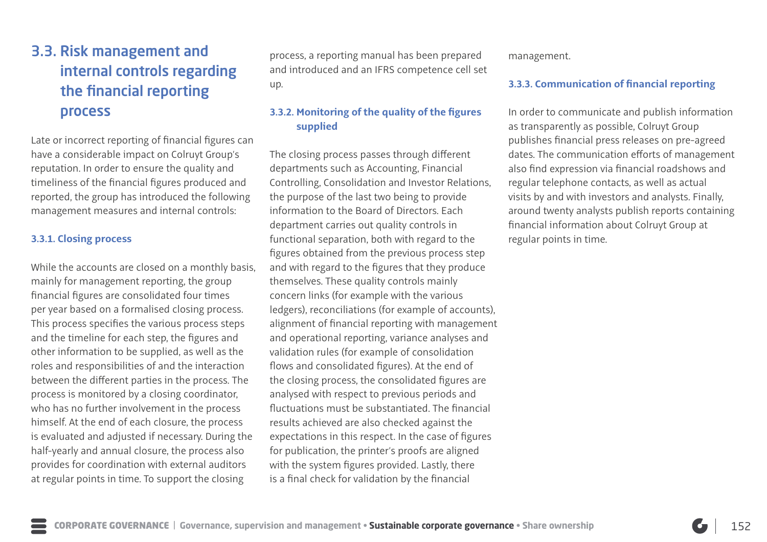## 3.3. Risk management and internal controls regarding the financial reporting process

Late or incorrect reporting of financial figures can have a considerable impact on Colruyt Group's reputation. In order to ensure the quality and timeliness of the financial figures produced and reported, the group has introduced the following management measures and internal controls:

### 3.3.1. Closing process

While the accounts are closed on a monthly basis, mainly for management reporting, the group financial figures are consolidated four times per year based on a formalised closing process. This process specifies the various process steps and the timeline for each step, the figures and other information to be supplied, as well as the roles and responsibilities of and the interaction between the different parties in the process. The process is monitored by a closing coordinator, who has no further involvement in the process himself. At the end of each closure, the process is evaluated and adjusted if necessary. During the half-yearly and annual closure, the process also provides for coordination with external auditors at regular points in time. To support the closing process, a reporting manual has been prepared and introduced and an IFRS competence cell set up.

### 3.3.2. Monitoring of the quality of the figures supplied

The closing process passes through different departments such as Accounting, Financial Controlling, Consolidation and Investor Relations, the purpose of the last two being to provide information to the Board of Directors. Each department carries out quality controls in functional separation, both with regard to the figures obtained from the previous process step and with regard to the figures that they produce themselves. These quality controls mainly concern links (for example with the various ledgers), reconciliations (for example of accounts), alignment of financial reporting with management and operational reporting, variance analyses and validation rules (for example of consolidation flows and consolidated figures). At the end of the closing process, the consolidated figures are analysed with respect to previous periods and fluctuations must be substantiated. The financial results achieved are also checked against the expectations in this respect. In the case of figures for publication, the printer's proofs are aligned with the system figures provided. Lastly, there is a final check for validation by the financial management.

### 3.3.3. Communication of financial reporting

In order to communicate and publish information as transparently as possible, Colruyt Group publishes financial press releases on pre-agreed dates. The communication efforts of management also find expression via financial roadshows and regular telephone contacts, as well as actual visits by and with investors and analysts. Finally, around twenty analysts publish reports containing financial information about Colruyt Group at regular points in time.